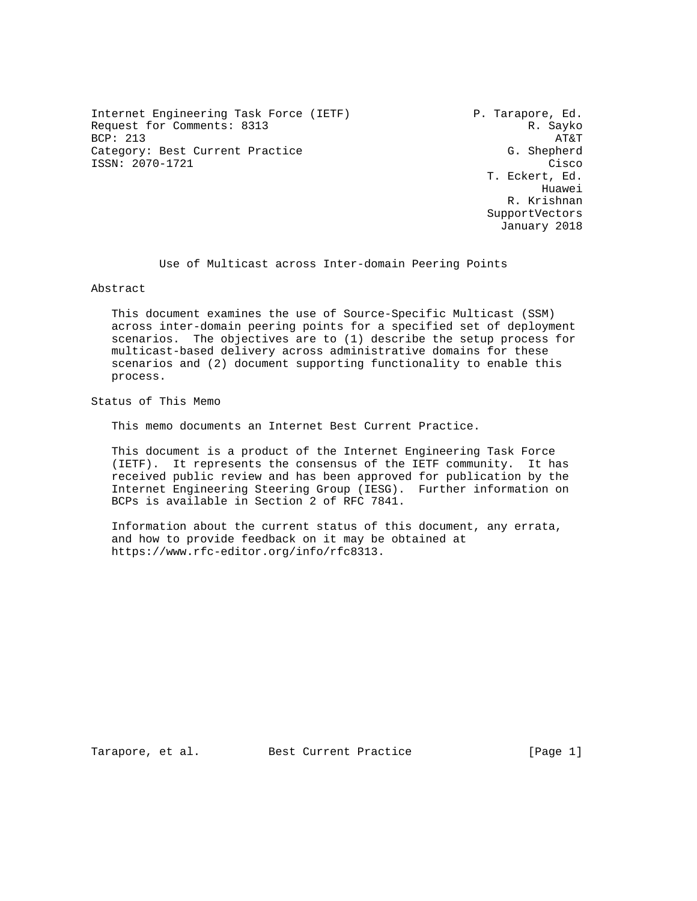Internet Engineering Task Force (IETF)  
Request for Comments: 8313  
BCP: 213  
Category: Best Current Practice  
ISSN: 2070-1721

P. Tarapore, Ed.  
R. Sayko  
AT&T  
G. Shepherd  
Cisco  
T. Eckert, Ed.  
Huawei  
R. Krishnan  
SupportVectors  
January 2018

# Use of Multicast across Inter-domain Peering Points

## Abstract

This document examines the use of Source-Specific Multicast (SSM) across inter-domain peering points for a specified set of deployment scenarios. The objectives are to (1) describe the setup process for multicast-based delivery across administrative domains for these scenarios and (2) document supporting functionality to enable this process.

## Status of This Memo

This memo documents an Internet Best Current Practice.

This document is a product of the Internet Engineering Task Force (IETF). It represents the consensus of the IETF community. It has received public review and has been approved for publication by the Internet Engineering Steering Group (IESG). Further information on BCPs is available in Section 2 of RFC 7841.

Information about the current status of this document, any errata, and how to provide feedback on it may be obtained at https://www.rfc-editor.org/info/rfc8313.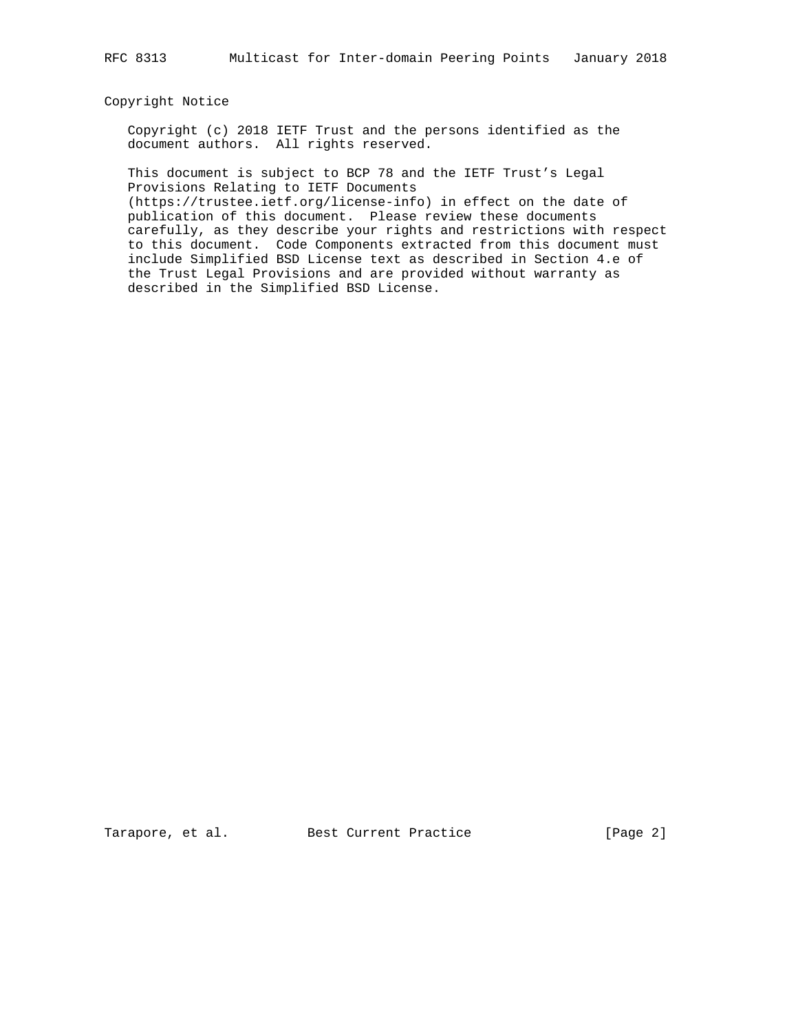## Copyright Notice

Copyright (c) 2018 IETF Trust and the persons identified as the document authors. All rights reserved.

This document is subject to BCP 78 and the IETF Trust's Legal Provisions Relating to IETF Documents (https://trustee.ietf.org/license-info) in effect on the date of publication of this document. Please review these documents carefully, as they describe your rights and restrictions with respect to this document. Code Components extracted from this document must include Simplified BSD License text as described in Section 4.e of the Trust Legal Provisions and are provided without warranty as described in the Simplified BSD License.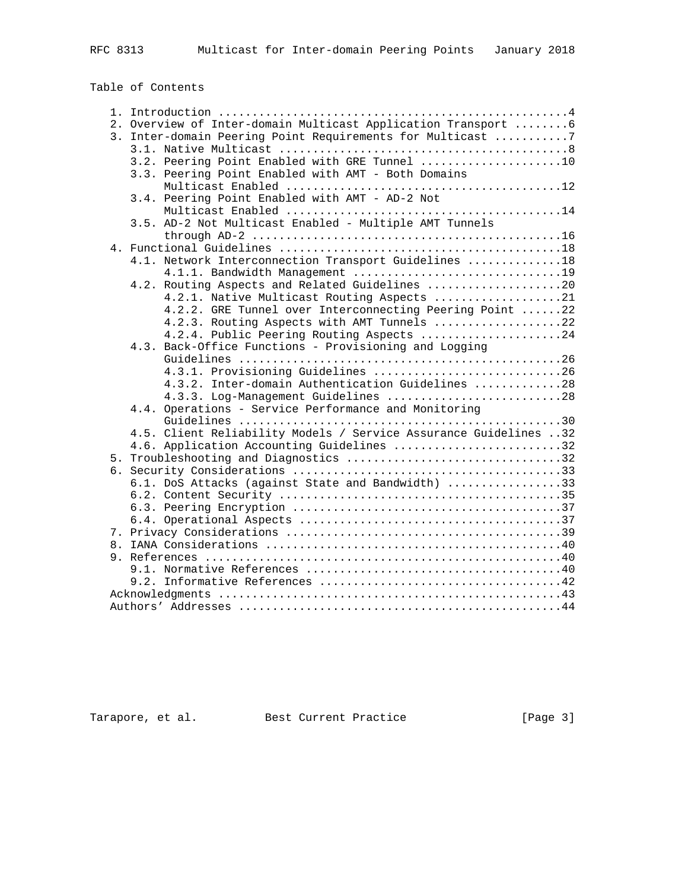## Table of Contents

```
   1. Introduction ....................................................4
   2. Overview of Inter-domain Multicast Application Transport ........6
   3. Inter-domain Peering Point Requirements for Multicast ...........7
      3.1. Native Multicast ...........................................8
      3.2. Peering Point Enabled with GRE Tunnel .....................10
      3.3. Peering Point Enabled with AMT - Both Domains
           Multicast Enabled .........................................12
      3.4. Peering Point Enabled with AMT - AD-2 Not
           Multicast Enabled .........................................14
      3.5. AD-2 Not Multicast Enabled - Multiple AMT Tunnels
           through AD-2 ..............................................16
   4. Functional Guidelines ..........................................18
      4.1. Network Interconnection Transport Guidelines ..............18
           4.1.1. Bandwidth Management ...............................19
      4.2. Routing Aspects and Related Guidelines ....................20
           4.2.1. Native Multicast Routing Aspects ...................21
           4.2.2. GRE Tunnel over Interconnecting Peering Point ......22
           4.2.3. Routing Aspects with AMT Tunnels ...................22
           4.2.4. Public Peering Routing Aspects .....................24
      4.3. Back-Office Functions - Provisioning and Logging
           Guidelines ................................................26
           4.3.1. Provisioning Guidelines ............................26
           4.3.2. Inter-domain Authentication Guidelines .............28
           4.3.3. Log-Management Guidelines ..........................28
      4.4. Operations - Service Performance and Monitoring
           Guidelines ................................................30
      4.5. Client Reliability Models / Service Assurance Guidelines ..32
      4.6. Application Accounting Guidelines .........................32
   5. Troubleshooting and Diagnostics ................................32
   6. Security Considerations ........................................33
      6.1. DoS Attacks (against State and Bandwidth) .................33
      6.2. Content Security ..........................................35
      6.3. Peering Encryption ........................................37
      6.4. Operational Aspects .......................................37
   7. Privacy Considerations .........................................39
   8. IANA Considerations ............................................40
   9. References .....................................................40
      9.1. Normative References ......................................40
      9.2. Informative References ....................................42
   Acknowledgments ...................................................43
   Authors' Addresses ................................................44
```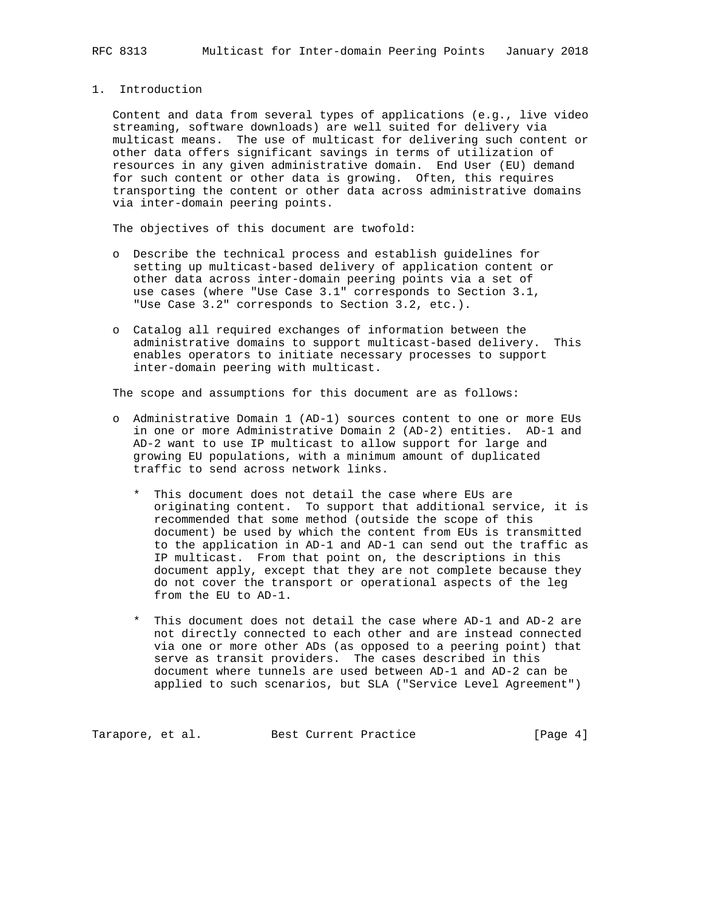# 1. Introduction

Content and data from several types of applications (e.g., live video streaming, software downloads) are well suited for delivery via multicast means. The use of multicast for delivering such content or other data offers significant savings in terms of utilization of resources in any given administrative domain. End User (EU) demand for such content or other data is growing. Often, this requires transporting the content or other data across administrative domains via inter-domain peering points.

The objectives of this document are twofold:

- Describe the technical process and establish guidelines for setting up multicast-based delivery of application content or other data across inter-domain peering points via a set of use cases (where "Use Case 3.1" corresponds to Section 3.1, "Use Case 3.2" corresponds to Section 3.2, etc.).
- Catalog all required exchanges of information between the administrative domains to support multicast-based delivery. This enables operators to initiate necessary processes to support inter-domain peering with multicast.

The scope and assumptions for this document are as follows:

- Administrative Domain 1 (AD-1) sources content to one or more EUs in one or more Administrative Domain 2 (AD-2) entities. AD-1 and AD-2 want to use IP multicast to allow support for large and growing EU populations, with a minimum amount of duplicated traffic to send across network links.
  - This document does not detail the case where EUs are originating content. To support that additional service, it is recommended that some method (outside the scope of this document) be used by which the content from EUs is transmitted to the application in AD-1 and AD-1 can send out the traffic as IP multicast. From that point on, the descriptions in this document apply, except that they are not complete because they do not cover the transport or operational aspects of the leg from the EU to AD-1.
  - This document does not detail the case where AD-1 and AD-2 are not directly connected to each other and are instead connected via one or more other ADs (as opposed to a peering point) that serve as transit providers. The cases described in this document where tunnels are used between AD-1 and AD-2 can be applied to such scenarios, but SLA ("Service Level Agreement")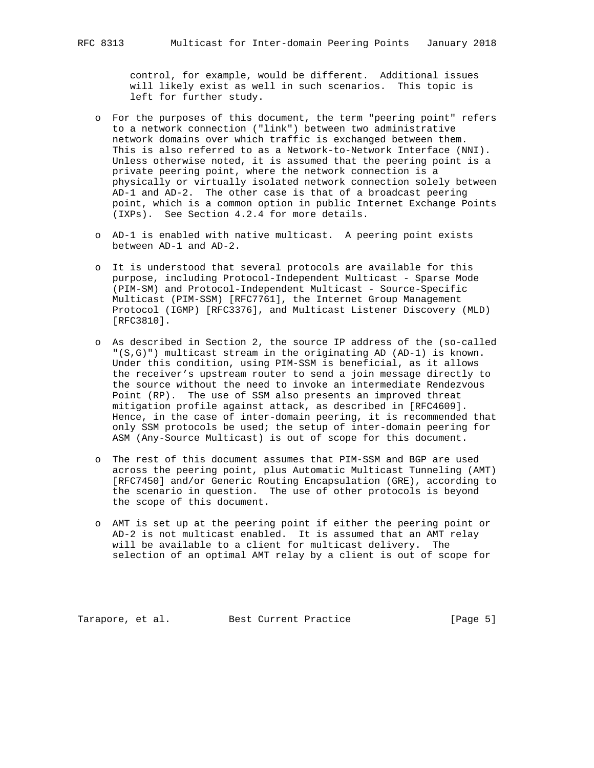control, for example, would be different. Additional issues will likely exist as well in such scenarios. This topic is left for further study.

- For the purposes of this document, the term "peering point" refers to a network connection ("link") between two administrative network domains over which traffic is exchanged between them. This is also referred to as a Network-to-Network Interface (NNI). Unless otherwise noted, it is assumed that the peering point is a private peering point, where the network connection is a physically or virtually isolated network connection solely between AD-1 and AD-2. The other case is that of a broadcast peering point, which is a common option in public Internet Exchange Points (IXPs). See Section 4.2.4 for more details.

- AD-1 is enabled with native multicast. A peering point exists between AD-1 and AD-2.

- It is understood that several protocols are available for this purpose, including Protocol-Independent Multicast - Sparse Mode (PIM-SM) and Protocol-Independent Multicast - Source-Specific Multicast (PIM-SSM) [RFC7761], the Internet Group Management Protocol (IGMP) [RFC3376], and Multicast Listener Discovery (MLD) [RFC3810].

- As described in Section 2, the source IP address of the (so-called "(S,G)") multicast stream in the originating AD (AD-1) is known. Under this condition, using PIM-SSM is beneficial, as it allows the receiver's upstream router to send a join message directly to the source without the need to invoke an intermediate Rendezvous Point (RP). The use of SSM also presents an improved threat mitigation profile against attack, as described in [RFC4609]. Hence, in the case of inter-domain peering, it is recommended that only SSM protocols be used; the setup of inter-domain peering for ASM (Any-Source Multicast) is out of scope for this document.

- The rest of this document assumes that PIM-SSM and BGP are used across the peering point, plus Automatic Multicast Tunneling (AMT) [RFC7450] and/or Generic Routing Encapsulation (GRE), according to the scenario in question. The use of other protocols is beyond the scope of this document.

- AMT is set up at the peering point if either the peering point or AD-2 is not multicast enabled. It is assumed that an AMT relay will be available to a client for multicast delivery. The selection of an optimal AMT relay by a client is out of scope for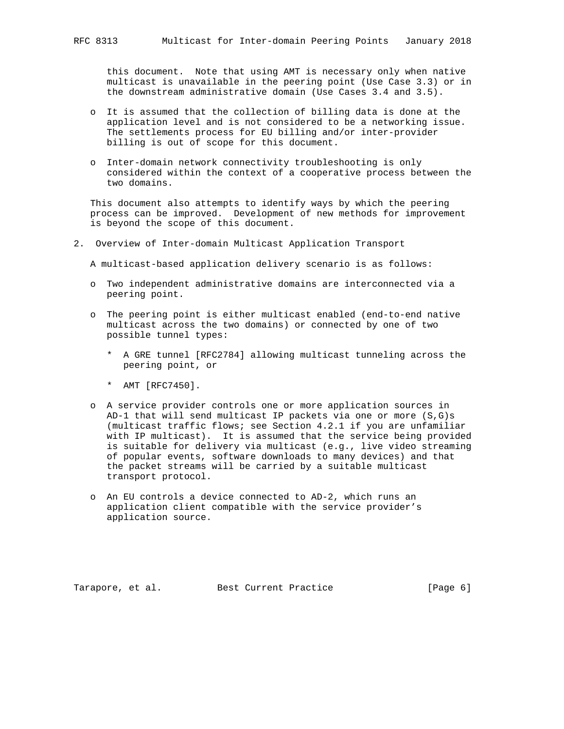this document. Note that using AMT is necessary only when native multicast is unavailable in the peering point (Use Case 3.3) or in the downstream administrative domain (Use Cases 3.4 and 3.5).

- It is assumed that the collection of billing data is done at the application level and is not considered to be a networking issue. The settlements process for EU billing and/or inter-provider billing is out of scope for this document.

- Inter-domain network connectivity troubleshooting is only considered within the context of a cooperative process between the two domains.

This document also attempts to identify ways by which the peering process can be improved. Development of new methods for improvement is beyond the scope of this document.

## 2. Overview of Inter-domain Multicast Application Transport

A multicast-based application delivery scenario is as follows:

- Two independent administrative domains are interconnected via a peering point.

- The peering point is either multicast enabled (end-to-end native multicast across the two domains) or connected by one of two possible tunnel types:

  * A GRE tunnel [RFC2784] allowing multicast tunneling across the peering point, or

  * AMT [RFC7450].

- A service provider controls one or more application sources in AD-1 that will send multicast IP packets via one or more (S,G)s (multicast traffic flows; see Section 4.2.1 if you are unfamiliar with IP multicast). It is assumed that the service being provided is suitable for delivery via multicast (e.g., live video streaming of popular events, software downloads to many devices) and that the packet streams will be carried by a suitable multicast transport protocol.

- An EU controls a device connected to AD-2, which runs an application client compatible with the service provider's application source.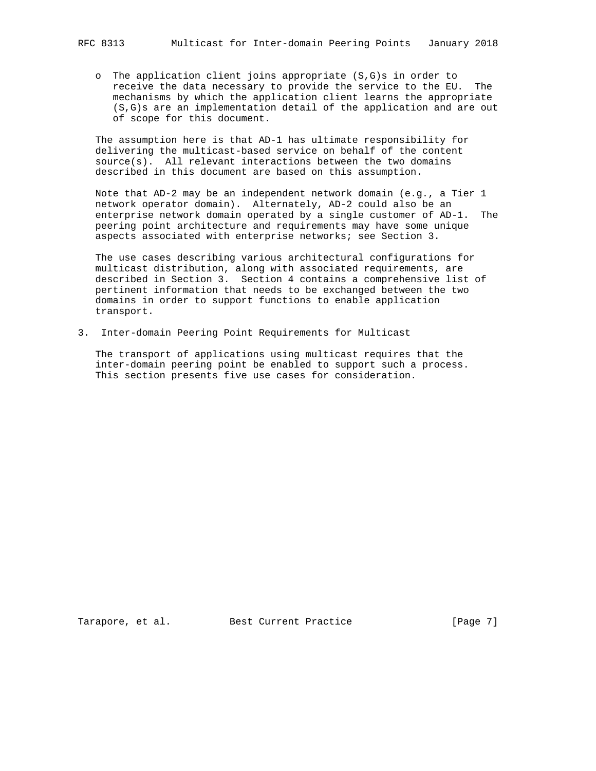- The application client joins appropriate (S,G)s in order to receive the data necessary to provide the service to the EU. The mechanisms by which the application client learns the appropriate (S,G)s are an implementation detail of the application and are out of scope for this document.

The assumption here is that AD-1 has ultimate responsibility for delivering the multicast-based service on behalf of the content source(s). All relevant interactions between the two domains described in this document are based on this assumption.

Note that AD-2 may be an independent network domain (e.g., a Tier 1 network operator domain). Alternately, AD-2 could also be an enterprise network domain operated by a single customer of AD-1. The peering point architecture and requirements may have some unique aspects associated with enterprise networks; see Section 3.

The use cases describing various architectural configurations for multicast distribution, along with associated requirements, are described in Section 3. Section 4 contains a comprehensive list of pertinent information that needs to be exchanged between the two domains in order to support functions to enable application transport.

# 3. Inter-domain Peering Point Requirements for Multicast

The transport of applications using multicast requires that the inter-domain peering point be enabled to support such a process. This section presents five use cases for consideration.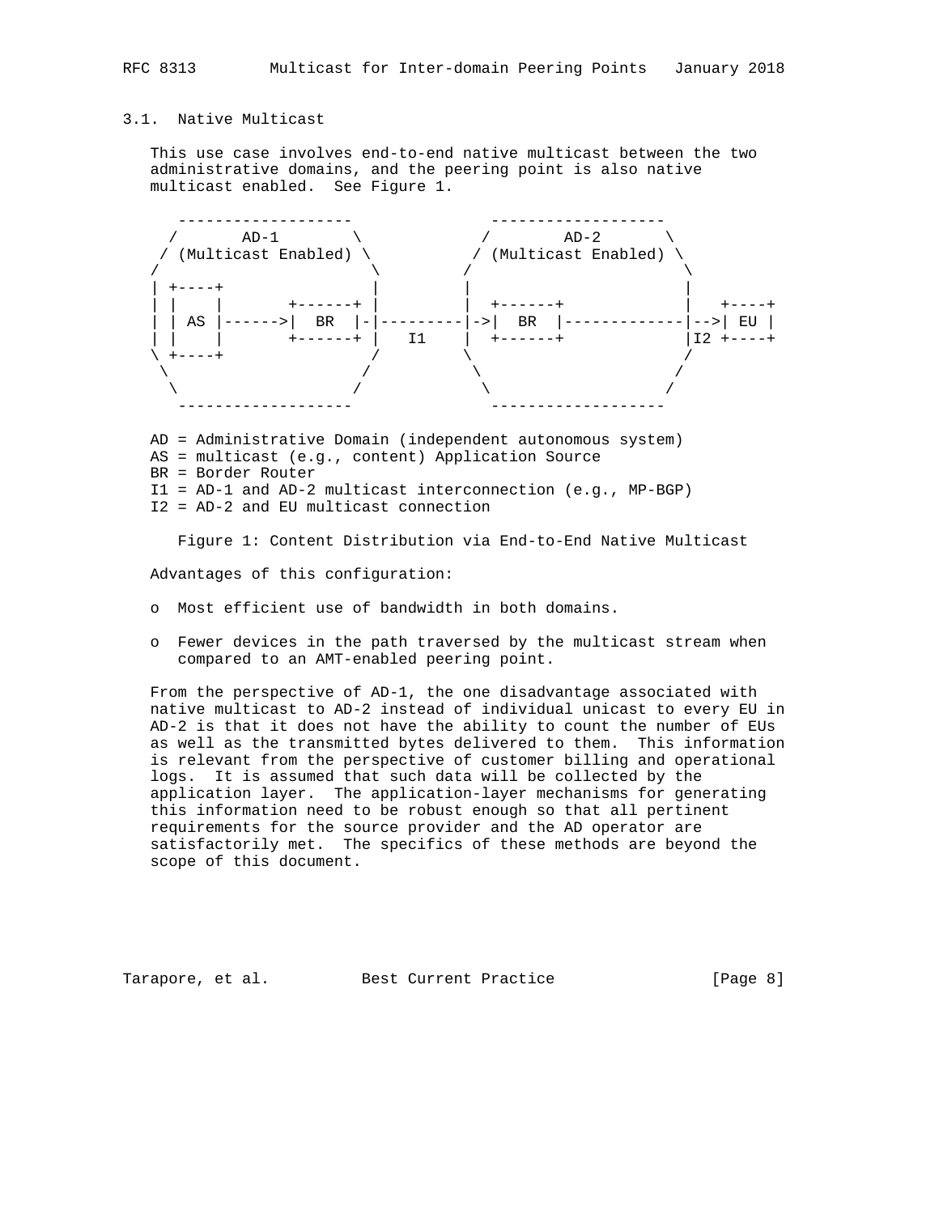### 3.1. Native Multicast

This use case involves end-to-end native multicast between the two administrative domains, and the peering point is also native multicast enabled. See Figure 1.

```
    -------------------               -------------------
   /       AD-1        \             /        AD-2       \
  / (Multicast Enabled) \           / (Multicast Enabled) \
 /                       \         /                       \
 | +----+                |         |                       |
 | |    |       +------+ |         |  +------+             |   +----+
 | | AS |------>|  BR  |-|---------|->|  BR  |-------------|-->| EU |
 | |    |       +------+ |   I1    |  +------+             |I2 +----+
 \ +----+                /         \                       /
  \                     /           \                     /
   \                   /             \                   /
    -------------------               -------------------
```

AD = Administrative Domain (independent autonomous system)
AS = multicast (e.g., content) Application Source
BR = Border Router
I1 = AD-1 and AD-2 multicast interconnection (e.g., MP-BGP)
I2 = AD-2 and EU multicast connection

Figure 1: Content Distribution via End-to-End Native Multicast

Advantages of this configuration:

- Most efficient use of bandwidth in both domains.
- Fewer devices in the path traversed by the multicast stream when compared to an AMT-enabled peering point.

From the perspective of AD-1, the one disadvantage associated with native multicast to AD-2 instead of individual unicast to every EU in AD-2 is that it does not have the ability to count the number of EUs as well as the transmitted bytes delivered to them. This information is relevant from the perspective of customer billing and operational logs. It is assumed that such data will be collected by the application layer. The application-layer mechanisms for generating this information need to be robust enough so that all pertinent requirements for the source provider and the AD operator are satisfactorily met. The specifics of these methods are beyond the scope of this document.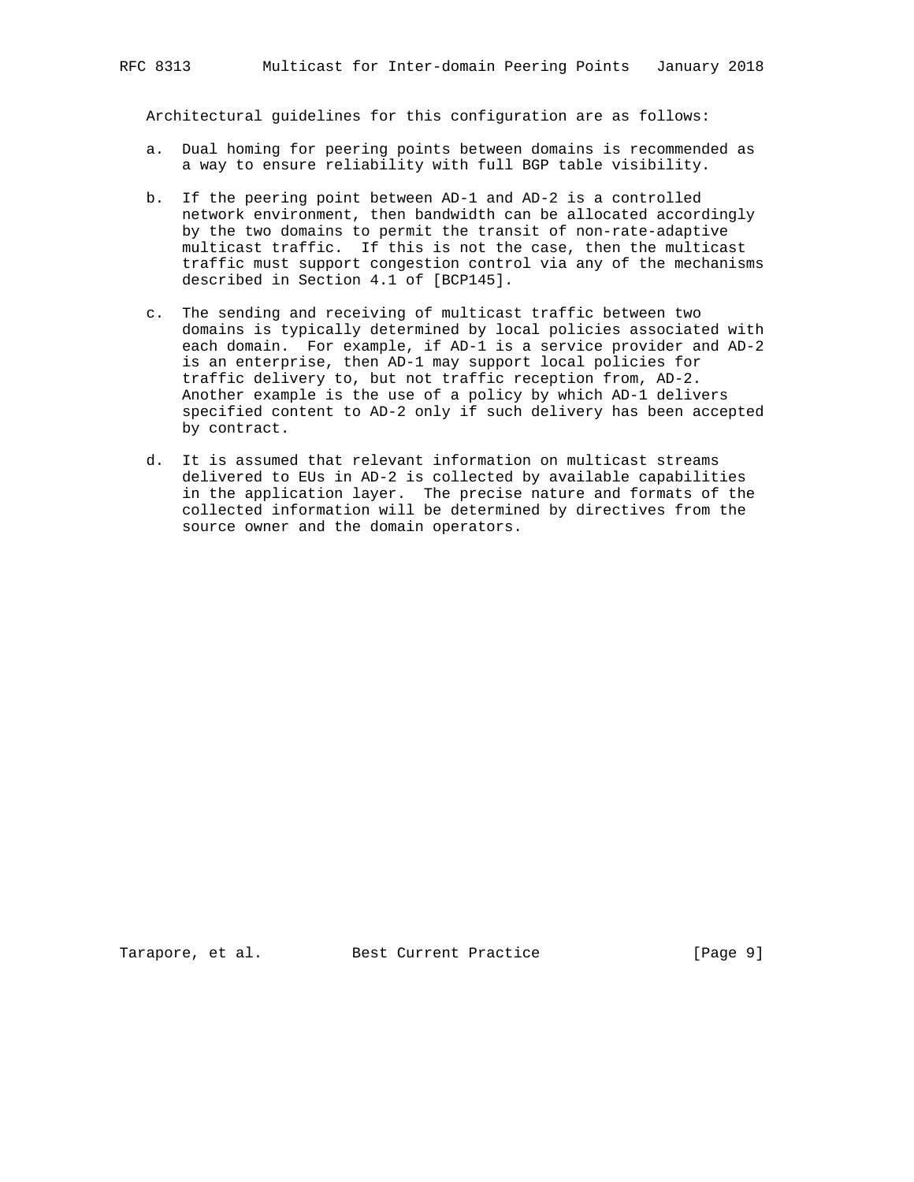Architectural guidelines for this configuration are as follows:

a. Dual homing for peering points between domains is recommended as a way to ensure reliability with full BGP table visibility.

b. If the peering point between AD-1 and AD-2 is a controlled network environment, then bandwidth can be allocated accordingly by the two domains to permit the transit of non-rate-adaptive multicast traffic. If this is not the case, then the multicast traffic must support congestion control via any of the mechanisms described in Section 4.1 of [BCP145].

c. The sending and receiving of multicast traffic between two domains is typically determined by local policies associated with each domain. For example, if AD-1 is a service provider and AD-2 is an enterprise, then AD-1 may support local policies for traffic delivery to, but not traffic reception from, AD-2. Another example is the use of a policy by which AD-1 delivers specified content to AD-2 only if such delivery has been accepted by contract.

d. It is assumed that relevant information on multicast streams delivered to EUs in AD-2 is collected by available capabilities in the application layer. The precise nature and formats of the collected information will be determined by directives from the source owner and the domain operators.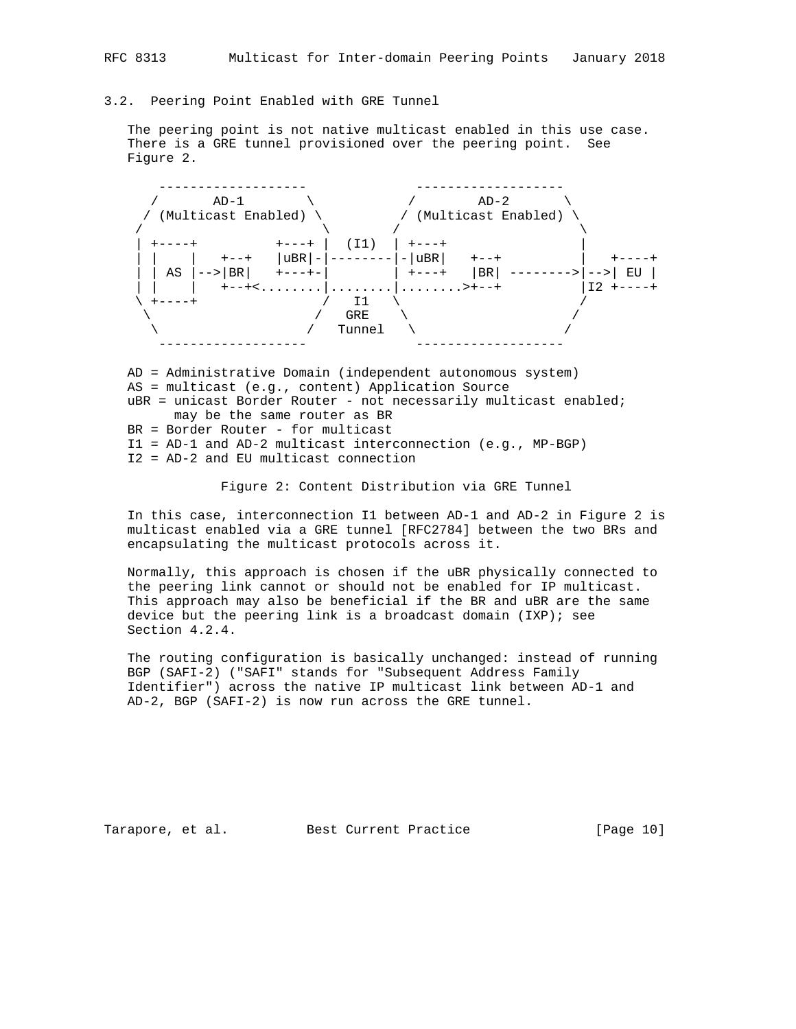### 3.2. Peering Point Enabled with GRE Tunnel

The peering point is not native multicast enabled in this use case. There is a GRE tunnel provisioned over the peering point. See Figure 2.

```
    -------------------              -------------------
   /       AD-1        \            /        AD-2       \
  / (Multicast Enabled) \          / (Multicast Enabled) \
 /                       \        /                       \
 | +----+          +---+ |  (I1)  | +---+                 |
 | |    |   +--+   |uBR|-|--------|-|uBR|   +--+          |   +----+
 | | AS |-->|BR|   +---+-|        | +---+   |BR| -------->|-->| EU |
 | |    |   +--+<........|........|........>+--+          |I2 +----+
 \ +----+                /   I1   \                       /
  \                     /   GRE    \                     /
   \                   /   Tunnel   \                   /
    -------------------              -------------------
```

AD = Administrative Domain (independent autonomous system)  
AS = multicast (e.g., content) Application Source  
uBR = unicast Border Router - not necessarily multicast enabled; may be the same router as BR  
BR = Border Router - for multicast  
I1 = AD-1 and AD-2 multicast interconnection (e.g., MP-BGP)  
I2 = AD-2 and EU multicast connection

Figure 2: Content Distribution via GRE Tunnel

In this case, interconnection I1 between AD-1 and AD-2 in Figure 2 is multicast enabled via a GRE tunnel [RFC2784] between the two BRs and encapsulating the multicast protocols across it.

Normally, this approach is chosen if the uBR physically connected to the peering link cannot or should not be enabled for IP multicast. This approach may also be beneficial if the BR and uBR are the same device but the peering link is a broadcast domain (IXP); see Section 4.2.4.

The routing configuration is basically unchanged: instead of running BGP (SAFI-2) ("SAFI" stands for "Subsequent Address Family Identifier") across the native IP multicast link between AD-1 and AD-2, BGP (SAFI-2) is now run across the GRE tunnel.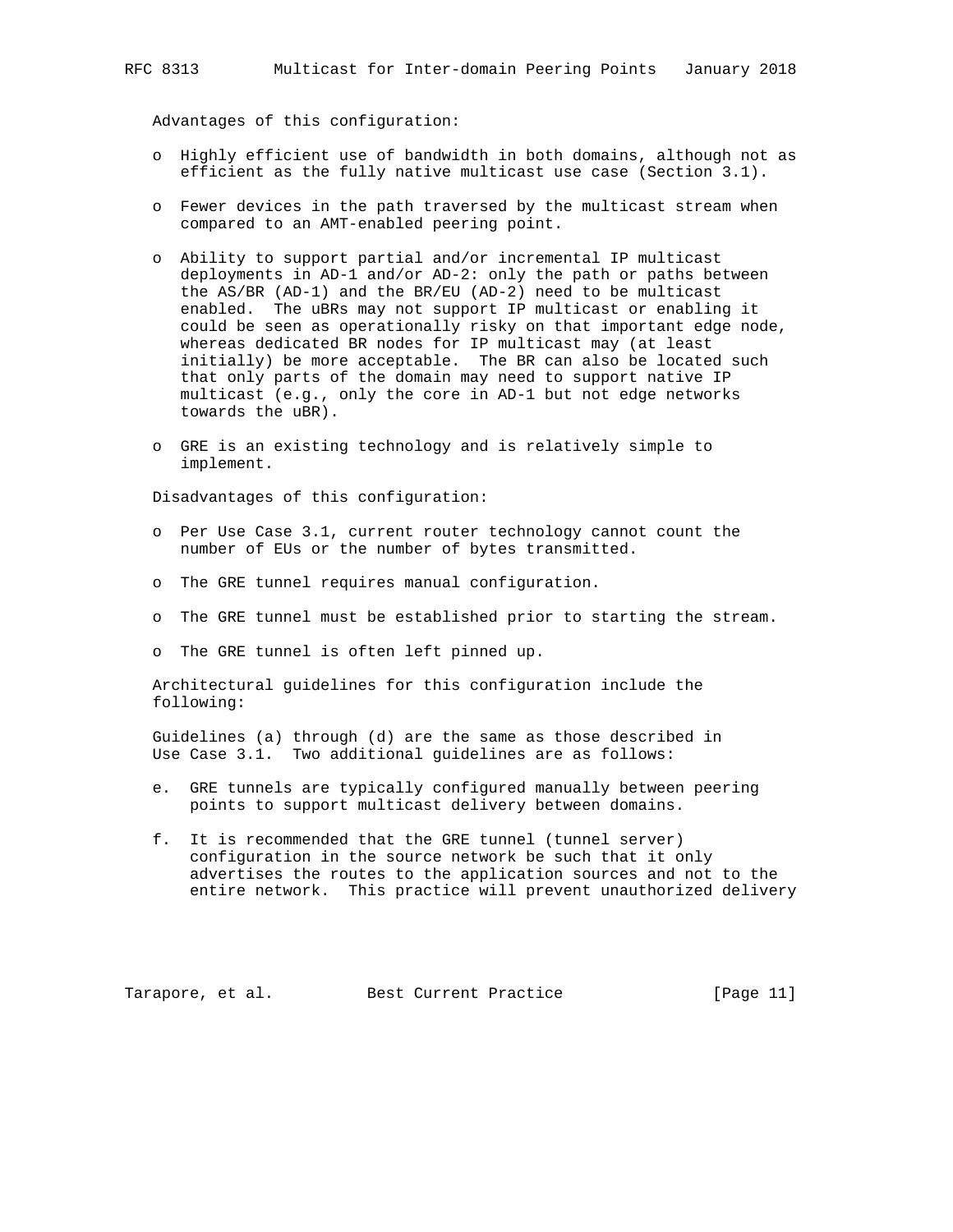Advantages of this configuration:

- Highly efficient use of bandwidth in both domains, although not as efficient as the fully native multicast use case (Section 3.1).
- Fewer devices in the path traversed by the multicast stream when compared to an AMT-enabled peering point.
- Ability to support partial and/or incremental IP multicast deployments in AD-1 and/or AD-2: only the path or paths between the AS/BR (AD-1) and the BR/EU (AD-2) need to be multicast enabled. The uBRs may not support IP multicast or enabling it could be seen as operationally risky on that important edge node, whereas dedicated BR nodes for IP multicast may (at least initially) be more acceptable. The BR can also be located such that only parts of the domain may need to support native IP multicast (e.g., only the core in AD-1 but not edge networks towards the uBR).
- GRE is an existing technology and is relatively simple to implement.

Disadvantages of this configuration:

- Per Use Case 3.1, current router technology cannot count the number of EUs or the number of bytes transmitted.
- The GRE tunnel requires manual configuration.
- The GRE tunnel must be established prior to starting the stream.
- The GRE tunnel is often left pinned up.

Architectural guidelines for this configuration include the following:

Guidelines (a) through (d) are the same as those described in Use Case 3.1. Two additional guidelines are as follows:

e. GRE tunnels are typically configured manually between peering points to support multicast delivery between domains.

f. It is recommended that the GRE tunnel (tunnel server) configuration in the source network be such that it only advertises the routes to the application sources and not to the entire network. This practice will prevent unauthorized delivery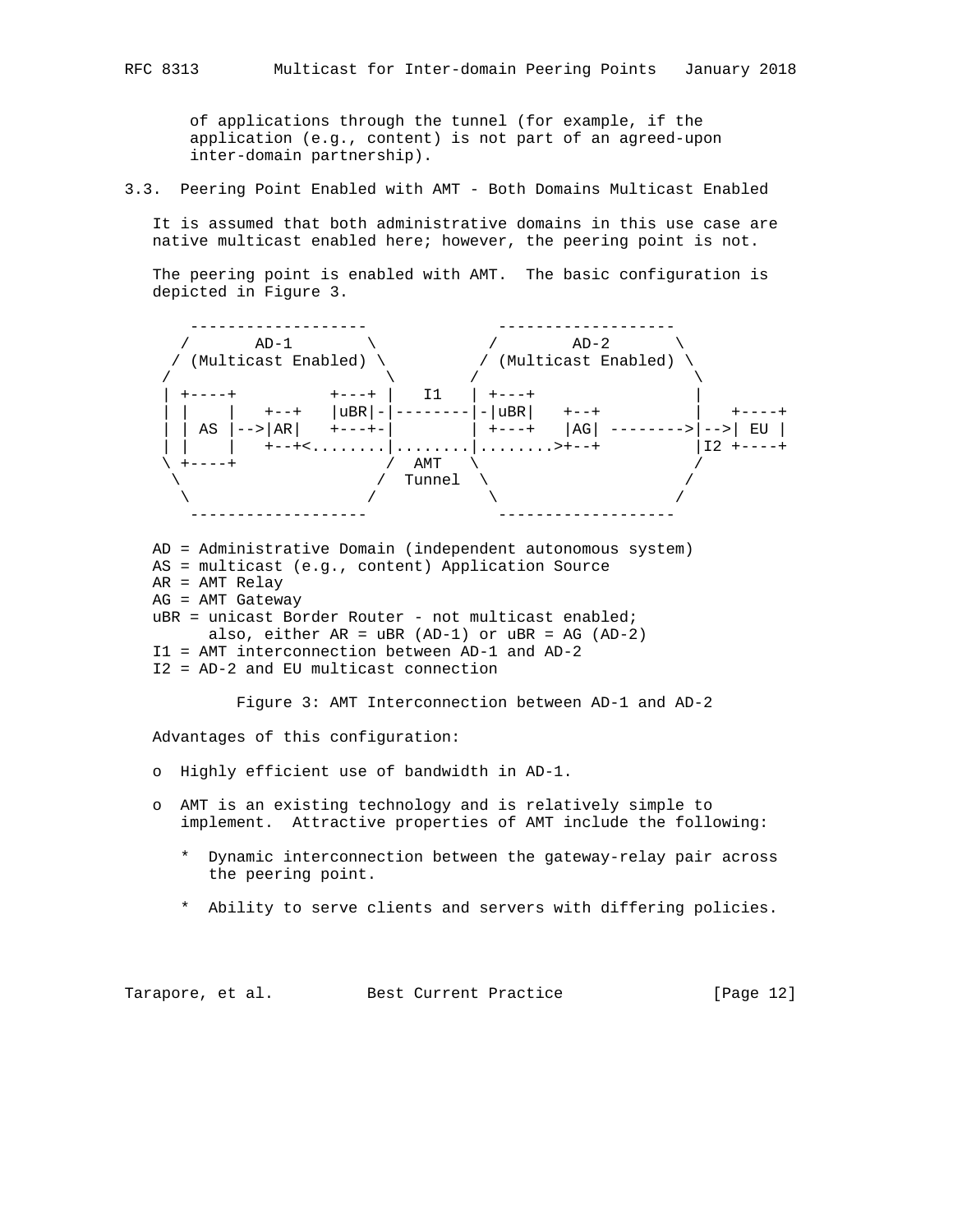of applications through the tunnel (for example, if the application (e.g., content) is not part of an agreed-upon inter-domain partnership).

### 3.3. Peering Point Enabled with AMT - Both Domains Multicast Enabled

It is assumed that both administrative domains in this use case are native multicast enabled here; however, the peering point is not.

The peering point is enabled with AMT. The basic configuration is depicted in Figure 3.

```
    -------------------               -------------------
   /       AD-1        \             /        AD-2       \
  / (Multicast Enabled) \           / (Multicast Enabled) \
 /                       \         /                       \
 | +----+          +---+ |   I1   | +---+                   |
 | |    |   +--+   |uBR|-|--------|-|uBR|   +--+            |   +----+
 | | AS |-->|AR|   +---+-|        | +---+   |AG| -------->|-->| EU |
 | |    |   +--+<........|........|........>+--+            |I2 +----+
 \ +----+                /  AMT    \                       /
  \                     /  Tunnel   \                     /
   \                   /             \                   /
    -------------------               -------------------
```

AD = Administrative Domain (independent autonomous system)
AS = multicast (e.g., content) Application Source
AR = AMT Relay
AG = AMT Gateway
uBR = unicast Border Router - not multicast enabled;
      also, either AR = uBR (AD-1) or uBR = AG (AD-2)
I1 = AMT interconnection between AD-1 and AD-2
I2 = AD-2 and EU multicast connection

Figure 3: AMT Interconnection between AD-1 and AD-2

Advantages of this configuration:

- Highly efficient use of bandwidth in AD-1.

- AMT is an existing technology and is relatively simple to implement. Attractive properties of AMT include the following:

  * Dynamic interconnection between the gateway-relay pair across the peering point.

  * Ability to serve clients and servers with differing policies.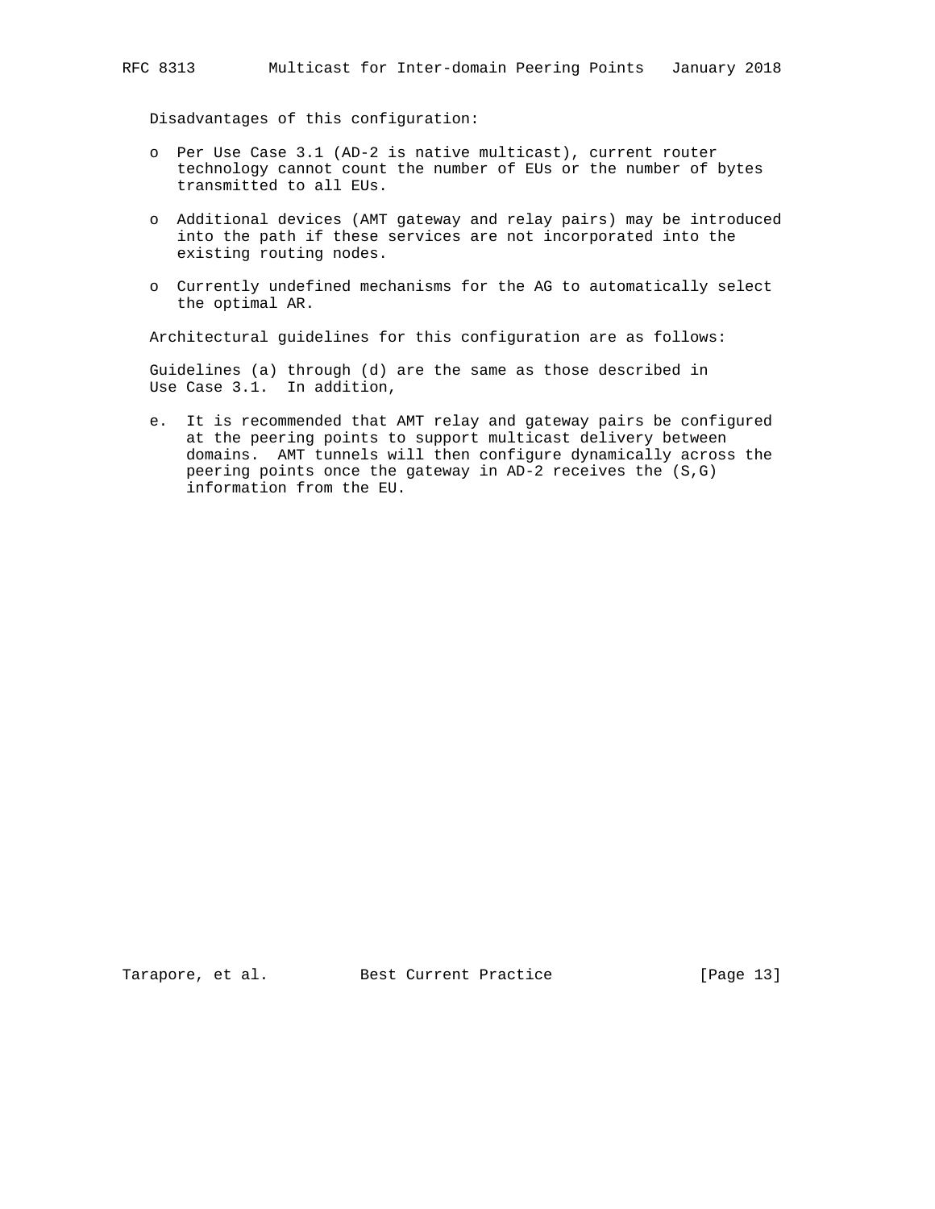Disadvantages of this configuration:

- Per Use Case 3.1 (AD-2 is native multicast), current router technology cannot count the number of EUs or the number of bytes transmitted to all EUs.
- Additional devices (AMT gateway and relay pairs) may be introduced into the path if these services are not incorporated into the existing routing nodes.
- Currently undefined mechanisms for the AG to automatically select the optimal AR.

Architectural guidelines for this configuration are as follows:

Guidelines (a) through (d) are the same as those described in Use Case 3.1. In addition,

e. It is recommended that AMT relay and gateway pairs be configured at the peering points to support multicast delivery between domains. AMT tunnels will then configure dynamically across the peering points once the gateway in AD-2 receives the (S,G) information from the EU.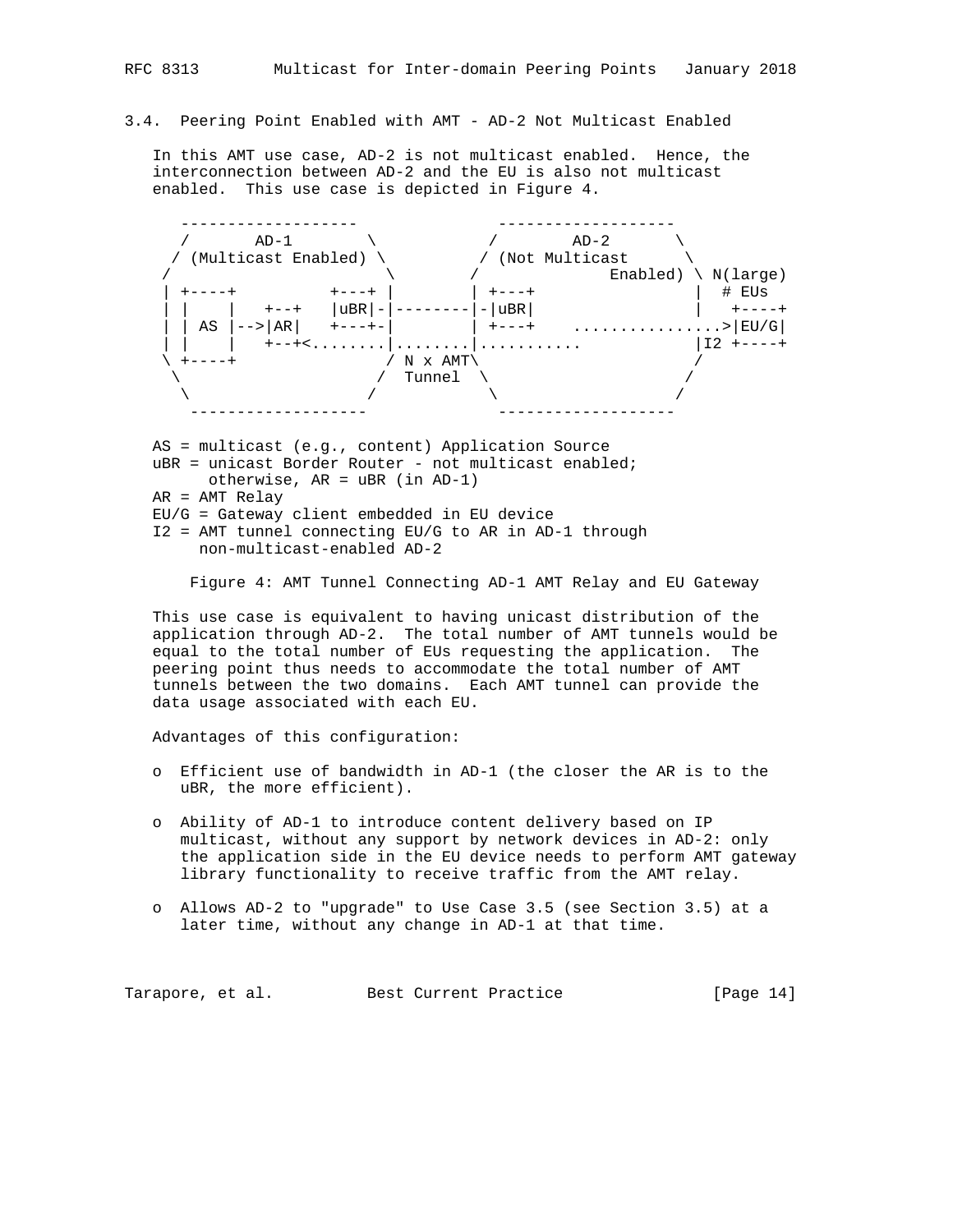### 3.4. Peering Point Enabled with AMT - AD-2 Not Multicast Enabled

In this AMT use case, AD-2 is not multicast enabled. Hence, the interconnection between AD-2 and the EU is also not multicast enabled. This use case is depicted in Figure 4.

```
    -------------------              -------------------
   /       AD-1        \            /        AD-2       \
  / (Multicast Enabled) \          / (Not Multicast      \
 /                       \        /              Enabled) \ N(large)
 | +----+          +---+ |        | +---+                 |  # EUs
 | |    |   +--+   |uBR|-|--------|-|uBR|                 |   +----+
 | | AS |-->|AR|   +---+-|        | +---+    ................>|EU/G|
 | |    |   +--+<........|.........|...........            |I2 +----+
 \ +----+               / N x AMT\                        /
  \                    /  Tunnel  \                      /
   \                  /            \                    /
    -------------------              -------------------

   AS = multicast (e.g., content) Application Source
   uBR = unicast Border Router - not multicast enabled;
         otherwise, AR = uBR (in AD-1)
   AR = AMT Relay
   EU/G = Gateway client embedded in EU device
   I2 = AMT tunnel connecting EU/G to AR in AD-1 through
        non-multicast-enabled AD-2
```

Figure 4: AMT Tunnel Connecting AD-1 AMT Relay and EU Gateway

This use case is equivalent to having unicast distribution of the application through AD-2. The total number of AMT tunnels would be equal to the total number of EUs requesting the application. The peering point thus needs to accommodate the total number of AMT tunnels between the two domains. Each AMT tunnel can provide the data usage associated with each EU.

Advantages of this configuration:

- Efficient use of bandwidth in AD-1 (the closer the AR is to the uBR, the more efficient).

- Ability of AD-1 to introduce content delivery based on IP multicast, without any support by network devices in AD-2: only the application side in the EU device needs to perform AMT gateway library functionality to receive traffic from the AMT relay.

- Allows AD-2 to "upgrade" to Use Case 3.5 (see Section 3.5) at a later time, without any change in AD-1 at that time.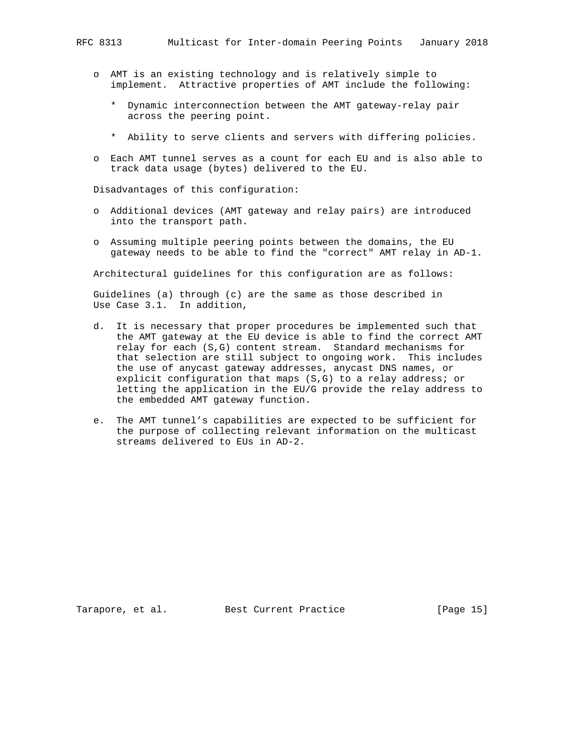- AMT is an existing technology and is relatively simple to implement. Attractive properties of AMT include the following:

  * Dynamic interconnection between the AMT gateway-relay pair across the peering point.

  * Ability to serve clients and servers with differing policies.

- Each AMT tunnel serves as a count for each EU and is also able to track data usage (bytes) delivered to the EU.

Disadvantages of this configuration:

- Additional devices (AMT gateway and relay pairs) are introduced into the transport path.

- Assuming multiple peering points between the domains, the EU gateway needs to be able to find the "correct" AMT relay in AD-1.

Architectural guidelines for this configuration are as follows:

Guidelines (a) through (c) are the same as those described in Use Case 3.1. In addition,

d. It is necessary that proper procedures be implemented such that the AMT gateway at the EU device is able to find the correct AMT relay for each (S,G) content stream. Standard mechanisms for that selection are still subject to ongoing work. This includes the use of anycast gateway addresses, anycast DNS names, or explicit configuration that maps (S,G) to a relay address; or letting the application in the EU/G provide the relay address to the embedded AMT gateway function.

e. The AMT tunnel's capabilities are expected to be sufficient for the purpose of collecting relevant information on the multicast streams delivered to EUs in AD-2.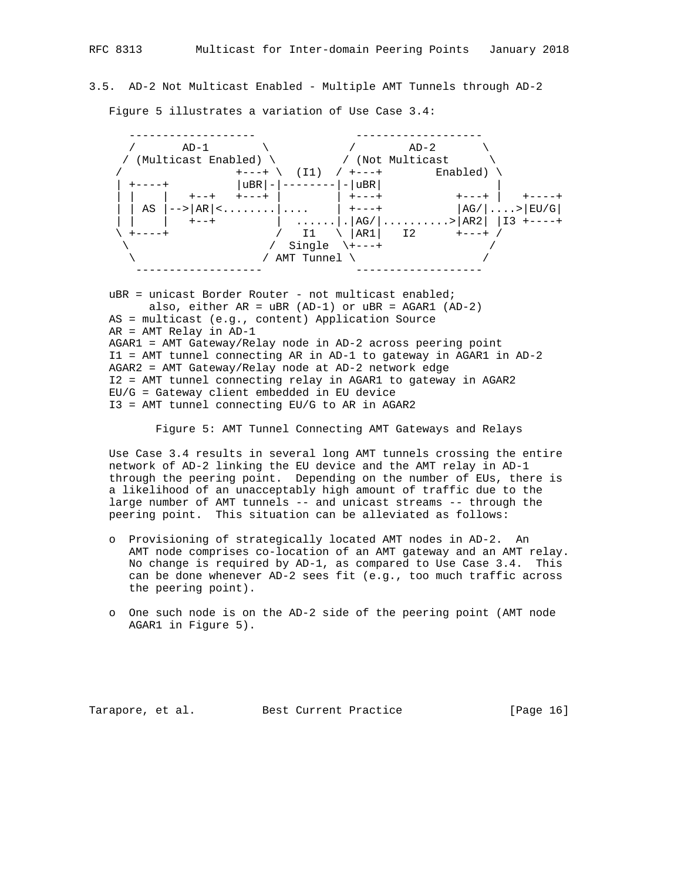### 3.5. AD-2 Not Multicast Enabled - Multiple AMT Tunnels through AD-2

Figure 5 illustrates a variation of Use Case 3.4:

```
    -------------------              -------------------
   /       AD-1        \            /        AD-2       \
  / (Multicast Enabled) \          / (Not Multicast      \
 /                +---+ \  (I1)  / +---+        Enabled) \
 | +----+          |uBR|-|--------|-|uBR|                  |
 | |    |   +--+   +---+ |        | +---+           +---+ |   +----+
 | | AS |-->|AR|<........|....    | +---+           |AG/|....>|EU/G|
 | |    |   +--+         |  ......|.|AG/|..........>|AR2| |I3 +----+
 \ +----+               /   I1   \ |AR1|   I2      +---+ /
  \                    /  Single  \+---+                /
   \                  / AMT Tunnel \                   /
    -------------------              -------------------
```

uBR = unicast Border Router - not multicast enabled;
      also, either AR = uBR (AD-1) or uBR = AGAR1 (AD-2)
AS = multicast (e.g., content) Application Source
AR = AMT Relay in AD-1
AGAR1 = AMT Gateway/Relay node in AD-2 across peering point
I1 = AMT tunnel connecting AR in AD-1 to gateway in AGAR1 in AD-2
AGAR2 = AMT Gateway/Relay node at AD-2 network edge
I2 = AMT tunnel connecting relay in AGAR1 to gateway in AGAR2
EU/G = Gateway client embedded in EU device
I3 = AMT tunnel connecting EU/G to AR in AGAR2

Figure 5: AMT Tunnel Connecting AMT Gateways and Relays

Use Case 3.4 results in several long AMT tunnels crossing the entire network of AD-2 linking the EU device and the AMT relay in AD-1 through the peering point. Depending on the number of EUs, there is a likelihood of an unacceptably high amount of traffic due to the large number of AMT tunnels -- and unicast streams -- through the peering point. This situation can be alleviated as follows:

- Provisioning of strategically located AMT nodes in AD-2. An AMT node comprises co-location of an AMT gateway and an AMT relay. No change is required by AD-1, as compared to Use Case 3.4. This can be done whenever AD-2 sees fit (e.g., too much traffic across the peering point).

- One such node is on the AD-2 side of the peering point (AMT node AGAR1 in Figure 5).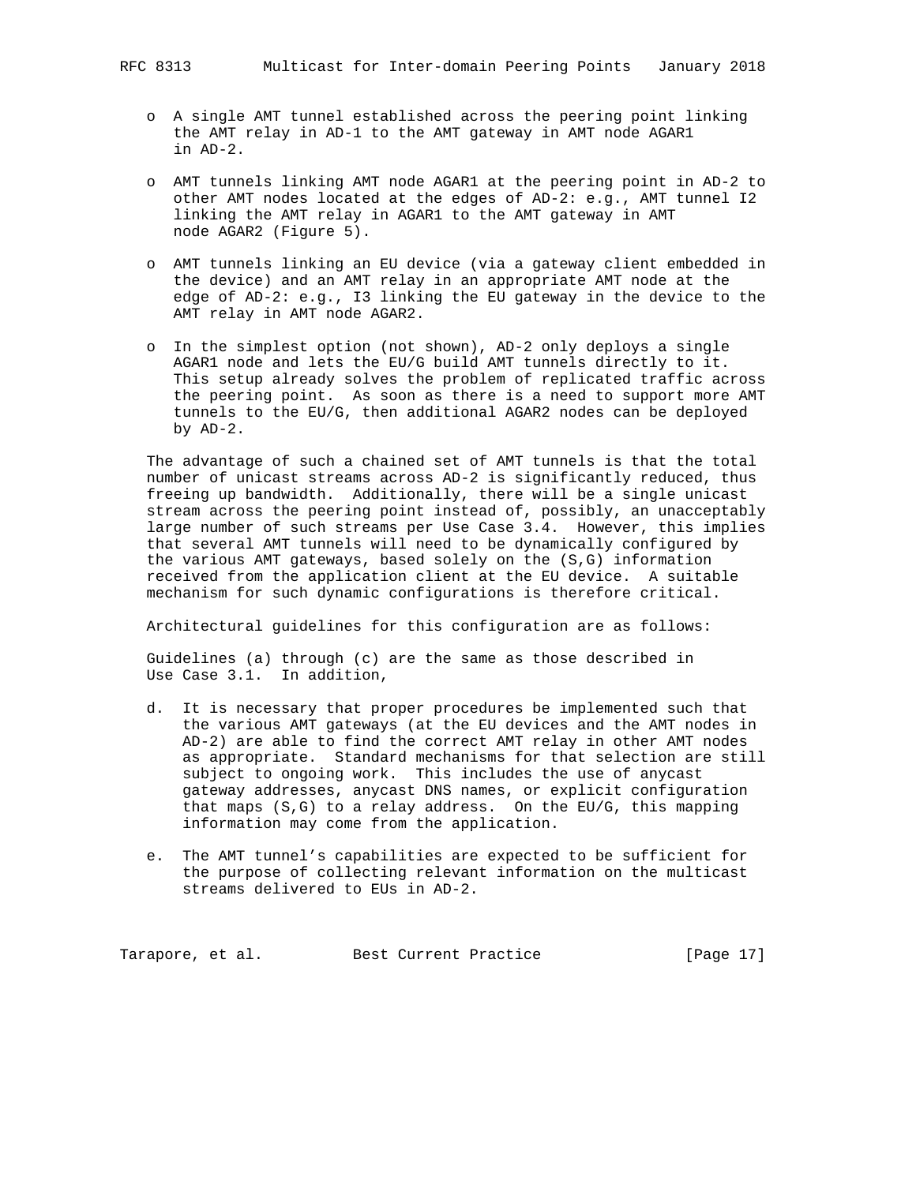- A single AMT tunnel established across the peering point linking the AMT relay in AD-1 to the AMT gateway in AMT node AGAR1 in AD-2.

- AMT tunnels linking AMT node AGAR1 at the peering point in AD-2 to other AMT nodes located at the edges of AD-2: e.g., AMT tunnel I2 linking the AMT relay in AGAR1 to the AMT gateway in AMT node AGAR2 (Figure 5).

- AMT tunnels linking an EU device (via a gateway client embedded in the device) and an AMT relay in an appropriate AMT node at the edge of AD-2: e.g., I3 linking the EU gateway in the device to the AMT relay in AMT node AGAR2.

- In the simplest option (not shown), AD-2 only deploys a single AGAR1 node and lets the EU/G build AMT tunnels directly to it. This setup already solves the problem of replicated traffic across the peering point. As soon as there is a need to support more AMT tunnels to the EU/G, then additional AGAR2 nodes can be deployed by AD-2.

The advantage of such a chained set of AMT tunnels is that the total number of unicast streams across AD-2 is significantly reduced, thus freeing up bandwidth. Additionally, there will be a single unicast stream across the peering point instead of, possibly, an unacceptably large number of such streams per Use Case 3.4. However, this implies that several AMT tunnels will need to be dynamically configured by the various AMT gateways, based solely on the (S,G) information received from the application client at the EU device. A suitable mechanism for such dynamic configurations is therefore critical.

Architectural guidelines for this configuration are as follows:

Guidelines (a) through (c) are the same as those described in Use Case 3.1. In addition,

d. It is necessary that proper procedures be implemented such that the various AMT gateways (at the EU devices and the AMT nodes in AD-2) are able to find the correct AMT relay in other AMT nodes as appropriate. Standard mechanisms for that selection are still subject to ongoing work. This includes the use of anycast gateway addresses, anycast DNS names, or explicit configuration that maps (S,G) to a relay address. On the EU/G, this mapping information may come from the application.

e. The AMT tunnel's capabilities are expected to be sufficient for the purpose of collecting relevant information on the multicast streams delivered to EUs in AD-2.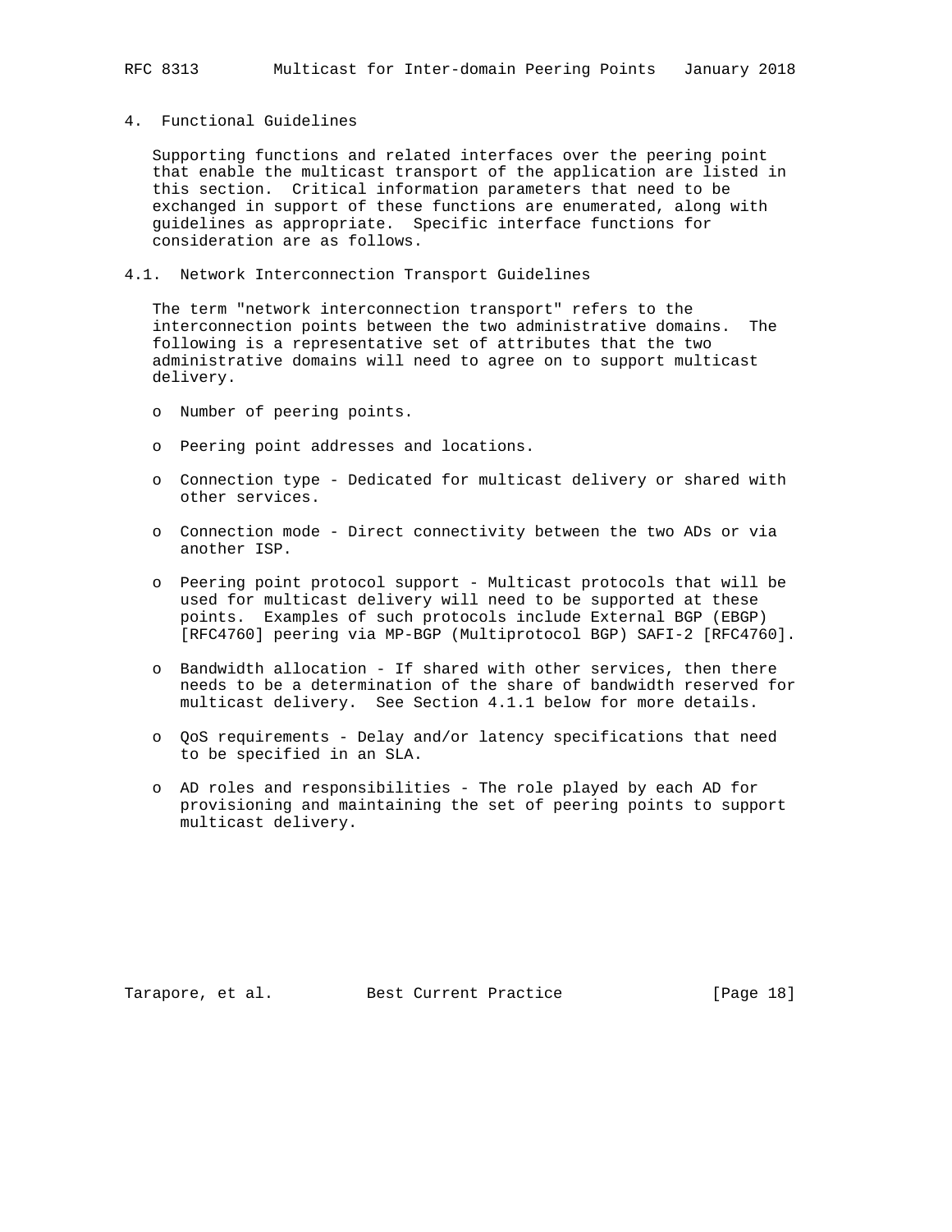## 4. Functional Guidelines

Supporting functions and related interfaces over the peering point that enable the multicast transport of the application are listed in this section. Critical information parameters that need to be exchanged in support of these functions are enumerated, along with guidelines as appropriate. Specific interface functions for consideration are as follows.

### 4.1. Network Interconnection Transport Guidelines

The term "network interconnection transport" refers to the interconnection points between the two administrative domains. The following is a representative set of attributes that the two administrative domains will need to agree on to support multicast delivery.

- Number of peering points.
- Peering point addresses and locations.
- Connection type - Dedicated for multicast delivery or shared with other services.
- Connection mode - Direct connectivity between the two ADs or via another ISP.
- Peering point protocol support - Multicast protocols that will be used for multicast delivery will need to be supported at these points. Examples of such protocols include External BGP (EBGP) [RFC4760] peering via MP-BGP (Multiprotocol BGP) SAFI-2 [RFC4760].
- Bandwidth allocation - If shared with other services, then there needs to be a determination of the share of bandwidth reserved for multicast delivery. See Section 4.1.1 below for more details.
- QoS requirements - Delay and/or latency specifications that need to be specified in an SLA.
- AD roles and responsibilities - The role played by each AD for provisioning and maintaining the set of peering points to support multicast delivery.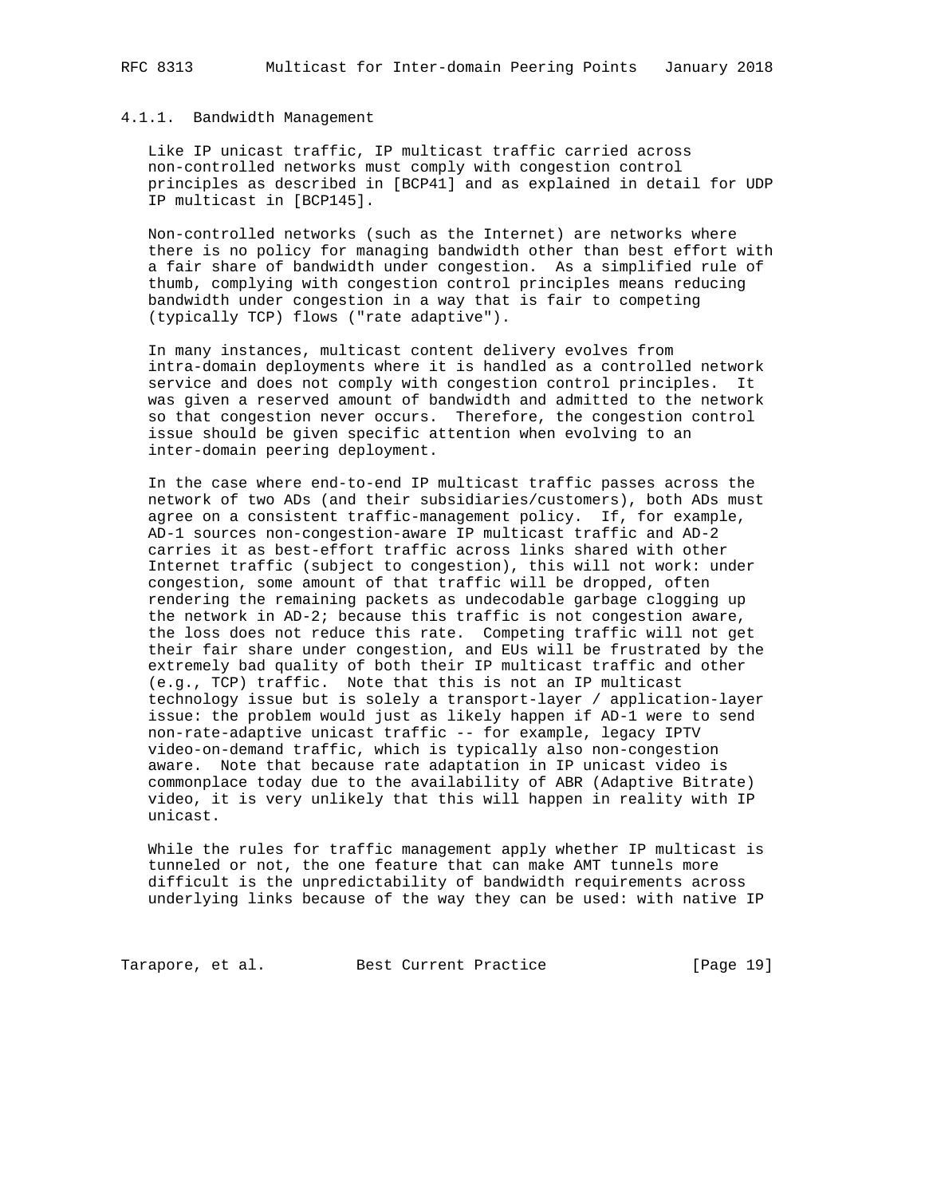#### 4.1.1. Bandwidth Management

Like IP unicast traffic, IP multicast traffic carried across non-controlled networks must comply with congestion control principles as described in [BCP41] and as explained in detail for UDP IP multicast in [BCP145].

Non-controlled networks (such as the Internet) are networks where there is no policy for managing bandwidth other than best effort with a fair share of bandwidth under congestion. As a simplified rule of thumb, complying with congestion control principles means reducing bandwidth under congestion in a way that is fair to competing (typically TCP) flows ("rate adaptive").

In many instances, multicast content delivery evolves from intra-domain deployments where it is handled as a controlled network service and does not comply with congestion control principles. It was given a reserved amount of bandwidth and admitted to the network so that congestion never occurs. Therefore, the congestion control issue should be given specific attention when evolving to an inter-domain peering deployment.

In the case where end-to-end IP multicast traffic passes across the network of two ADs (and their subsidiaries/customers), both ADs must agree on a consistent traffic-management policy. If, for example, AD-1 sources non-congestion-aware IP multicast traffic and AD-2 carries it as best-effort traffic across links shared with other Internet traffic (subject to congestion), this will not work: under congestion, some amount of that traffic will be dropped, often rendering the remaining packets as undecodable garbage clogging up the network in AD-2; because this traffic is not congestion aware, the loss does not reduce this rate. Competing traffic will not get their fair share under congestion, and EUs will be frustrated by the extremely bad quality of both their IP multicast traffic and other (e.g., TCP) traffic. Note that this is not an IP multicast technology issue but is solely a transport-layer / application-layer issue: the problem would just as likely happen if AD-1 were to send non-rate-adaptive unicast traffic -- for example, legacy IPTV video-on-demand traffic, which is typically also non-congestion aware. Note that because rate adaptation in IP unicast video is commonplace today due to the availability of ABR (Adaptive Bitrate) video, it is very unlikely that this will happen in reality with IP unicast.

While the rules for traffic management apply whether IP multicast is tunneled or not, the one feature that can make AMT tunnels more difficult is the unpredictability of bandwidth requirements across underlying links because of the way they can be used: with native IP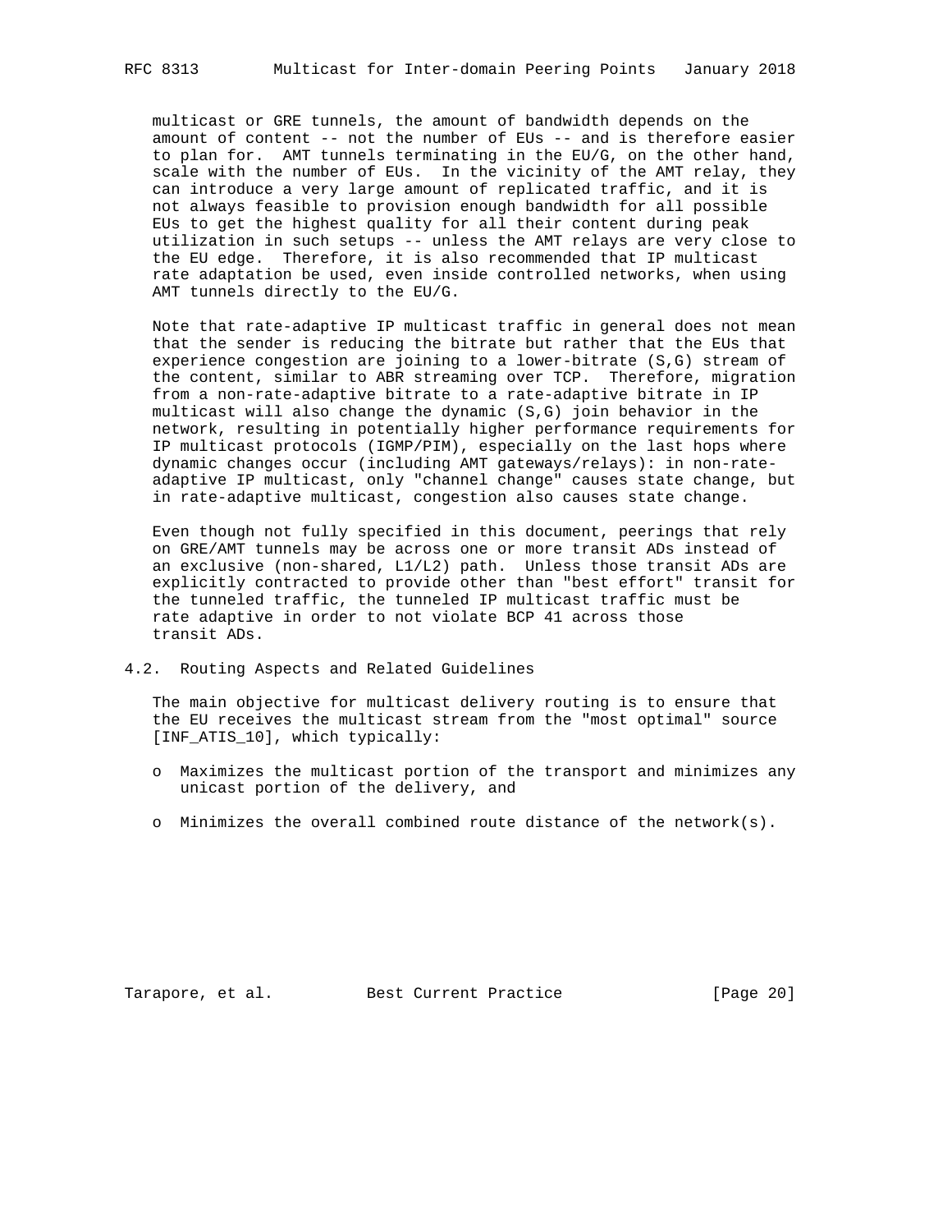multicast or GRE tunnels, the amount of bandwidth depends on the amount of content -- not the number of EUs -- and is therefore easier to plan for. AMT tunnels terminating in the EU/G, on the other hand, scale with the number of EUs. In the vicinity of the AMT relay, they can introduce a very large amount of replicated traffic, and it is not always feasible to provision enough bandwidth for all possible EUs to get the highest quality for all their content during peak utilization in such setups -- unless the AMT relays are very close to the EU edge. Therefore, it is also recommended that IP multicast rate adaptation be used, even inside controlled networks, when using AMT tunnels directly to the EU/G.

Note that rate-adaptive IP multicast traffic in general does not mean that the sender is reducing the bitrate but rather that the EUs that experience congestion are joining to a lower-bitrate (S,G) stream of the content, similar to ABR streaming over TCP. Therefore, migration from a non-rate-adaptive bitrate to a rate-adaptive bitrate in IP multicast will also change the dynamic (S,G) join behavior in the network, resulting in potentially higher performance requirements for IP multicast protocols (IGMP/PIM), especially on the last hops where dynamic changes occur (including AMT gateways/relays): in non-rate-adaptive IP multicast, only "channel change" causes state change, but in rate-adaptive multicast, congestion also causes state change.

Even though not fully specified in this document, peerings that rely on GRE/AMT tunnels may be across one or more transit ADs instead of an exclusive (non-shared, L1/L2) path. Unless those transit ADs are explicitly contracted to provide other than "best effort" transit for the tunneled traffic, the tunneled IP multicast traffic must be rate adaptive in order to not violate BCP 41 across those transit ADs.

## 4.2. Routing Aspects and Related Guidelines

The main objective for multicast delivery routing is to ensure that the EU receives the multicast stream from the "most optimal" source [INF_ATIS_10], which typically:

- Maximizes the multicast portion of the transport and minimizes any unicast portion of the delivery, and
- Minimizes the overall combined route distance of the network(s).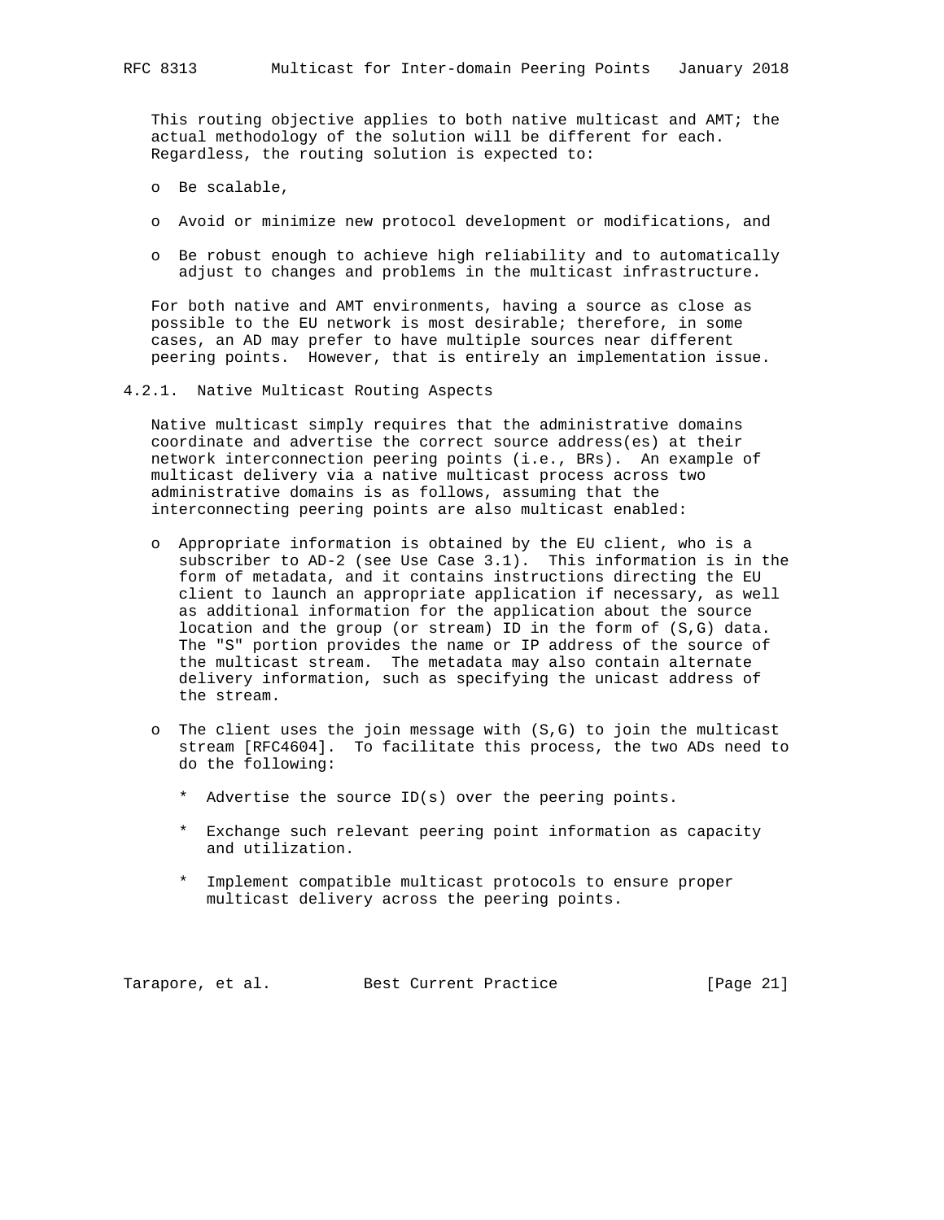This routing objective applies to both native multicast and AMT; the actual methodology of the solution will be different for each. Regardless, the routing solution is expected to:

- Be scalable,
- Avoid or minimize new protocol development or modifications, and
- Be robust enough to achieve high reliability and to automatically adjust to changes and problems in the multicast infrastructure.

For both native and AMT environments, having a source as close as possible to the EU network is most desirable; therefore, in some cases, an AD may prefer to have multiple sources near different peering points. However, that is entirely an implementation issue.

### 4.2.1. Native Multicast Routing Aspects

Native multicast simply requires that the administrative domains coordinate and advertise the correct source address(es) at their network interconnection peering points (i.e., BRs). An example of multicast delivery via a native multicast process across two administrative domains is as follows, assuming that the interconnecting peering points are also multicast enabled:

- Appropriate information is obtained by the EU client, who is a subscriber to AD-2 (see Use Case 3.1). This information is in the form of metadata, and it contains instructions directing the EU client to launch an appropriate application if necessary, as well as additional information for the application about the source location and the group (or stream) ID in the form of (S,G) data. The "S" portion provides the name or IP address of the source of the multicast stream. The metadata may also contain alternate delivery information, such as specifying the unicast address of the stream.
- The client uses the join message with (S,G) to join the multicast stream [RFC4604]. To facilitate this process, the two ADs need to do the following:
  - Advertise the source ID(s) over the peering points.
  - Exchange such relevant peering point information as capacity and utilization.
  - Implement compatible multicast protocols to ensure proper multicast delivery across the peering points.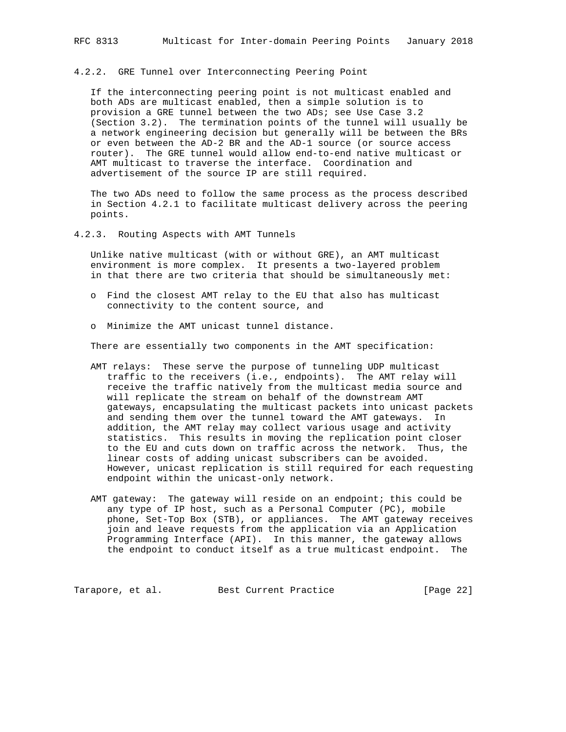#### 4.2.2. GRE Tunnel over Interconnecting Peering Point

If the interconnecting peering point is not multicast enabled and both ADs are multicast enabled, then a simple solution is to provision a GRE tunnel between the two ADs; see Use Case 3.2 (Section 3.2). The termination points of the tunnel will usually be a network engineering decision but generally will be between the BRs or even between the AD-2 BR and the AD-1 source (or source access router). The GRE tunnel would allow end-to-end native multicast or AMT multicast to traverse the interface. Coordination and advertisement of the source IP are still required.

The two ADs need to follow the same process as the process described in Section 4.2.1 to facilitate multicast delivery across the peering points.

#### 4.2.3. Routing Aspects with AMT Tunnels

Unlike native multicast (with or without GRE), an AMT multicast environment is more complex. It presents a two-layered problem in that there are two criteria that should be simultaneously met:

- Find the closest AMT relay to the EU that also has multicast connectivity to the content source, and
- Minimize the AMT unicast tunnel distance.

There are essentially two components in the AMT specification:

AMT relays: These serve the purpose of tunneling UDP multicast traffic to the receivers (i.e., endpoints). The AMT relay will receive the traffic natively from the multicast media source and will replicate the stream on behalf of the downstream AMT gateways, encapsulating the multicast packets into unicast packets and sending them over the tunnel toward the AMT gateways. In addition, the AMT relay may collect various usage and activity statistics. This results in moving the replication point closer to the EU and cuts down on traffic across the network. Thus, the linear costs of adding unicast subscribers can be avoided. However, unicast replication is still required for each requesting endpoint within the unicast-only network.

AMT gateway: The gateway will reside on an endpoint; this could be any type of IP host, such as a Personal Computer (PC), mobile phone, Set-Top Box (STB), or appliances. The AMT gateway receives join and leave requests from the application via an Application Programming Interface (API). In this manner, the gateway allows the endpoint to conduct itself as a true multicast endpoint. The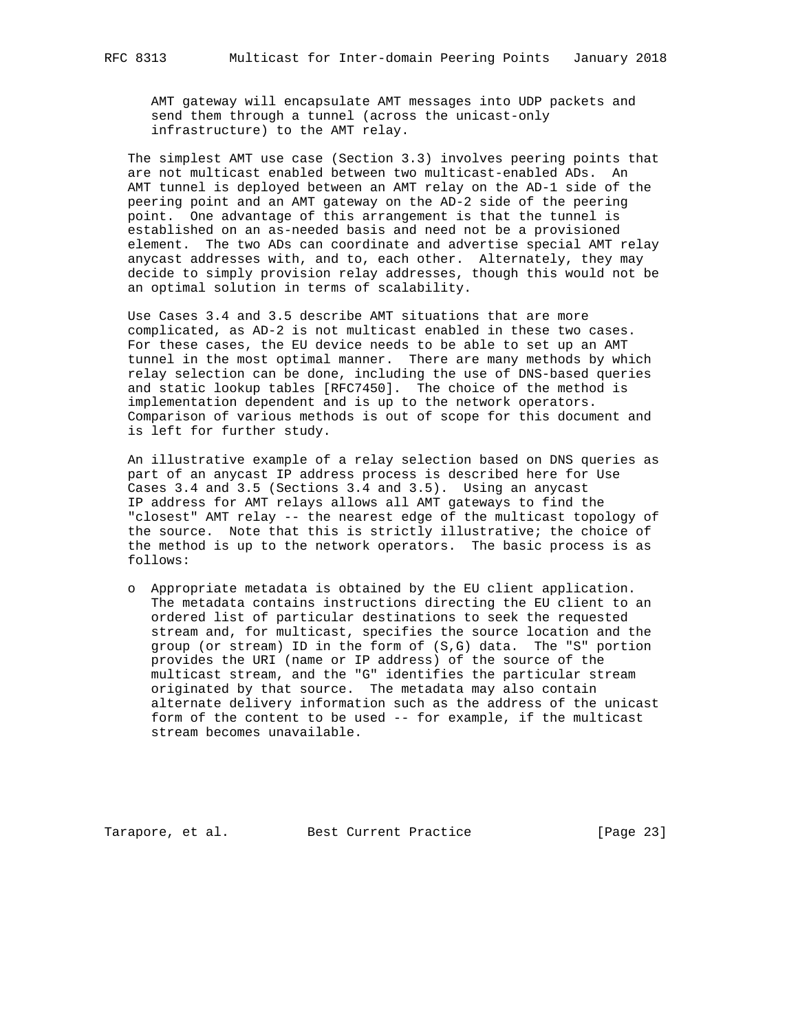AMT gateway will encapsulate AMT messages into UDP packets and send them through a tunnel (across the unicast-only infrastructure) to the AMT relay.

The simplest AMT use case (Section 3.3) involves peering points that are not multicast enabled between two multicast-enabled ADs. An AMT tunnel is deployed between an AMT relay on the AD-1 side of the peering point and an AMT gateway on the AD-2 side of the peering point. One advantage of this arrangement is that the tunnel is established on an as-needed basis and need not be a provisioned element. The two ADs can coordinate and advertise special AMT relay anycast addresses with, and to, each other. Alternately, they may decide to simply provision relay addresses, though this would not be an optimal solution in terms of scalability.

Use Cases 3.4 and 3.5 describe AMT situations that are more complicated, as AD-2 is not multicast enabled in these two cases. For these cases, the EU device needs to be able to set up an AMT tunnel in the most optimal manner. There are many methods by which relay selection can be done, including the use of DNS-based queries and static lookup tables [RFC7450]. The choice of the method is implementation dependent and is up to the network operators. Comparison of various methods is out of scope for this document and is left for further study.

An illustrative example of a relay selection based on DNS queries as part of an anycast IP address process is described here for Use Cases 3.4 and 3.5 (Sections 3.4 and 3.5). Using an anycast IP address for AMT relays allows all AMT gateways to find the "closest" AMT relay -- the nearest edge of the multicast topology of the source. Note that this is strictly illustrative; the choice of the method is up to the network operators. The basic process is as follows:

- Appropriate metadata is obtained by the EU client application. The metadata contains instructions directing the EU client to an ordered list of particular destinations to seek the requested stream and, for multicast, specifies the source location and the group (or stream) ID in the form of (S,G) data. The "S" portion provides the URI (name or IP address) of the source of the multicast stream, and the "G" identifies the particular stream originated by that source. The metadata may also contain alternate delivery information such as the address of the unicast form of the content to be used -- for example, if the multicast stream becomes unavailable.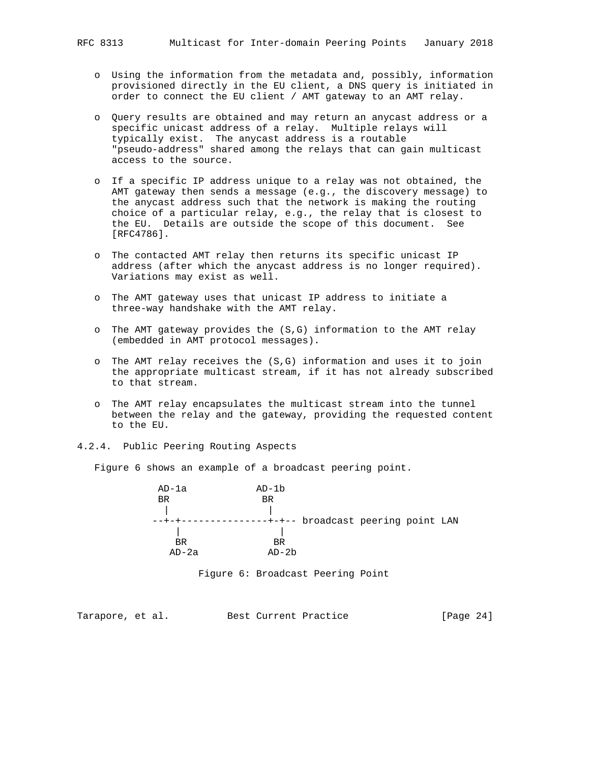- Using the information from the metadata and, possibly, information provisioned directly in the EU client, a DNS query is initiated in order to connect the EU client / AMT gateway to an AMT relay.

- Query results are obtained and may return an anycast address or a specific unicast address of a relay. Multiple relays will typically exist. The anycast address is a routable "pseudo-address" shared among the relays that can gain multicast access to the source.

- If a specific IP address unique to a relay was not obtained, the AMT gateway then sends a message (e.g., the discovery message) to the anycast address such that the network is making the routing choice of a particular relay, e.g., the relay that is closest to the EU. Details are outside the scope of this document. See [RFC4786].

- The contacted AMT relay then returns its specific unicast IP address (after which the anycast address is no longer required). Variations may exist as well.

- The AMT gateway uses that unicast IP address to initiate a three-way handshake with the AMT relay.

- The AMT gateway provides the (S,G) information to the AMT relay (embedded in AMT protocol messages).

- The AMT relay receives the (S,G) information and uses it to join the appropriate multicast stream, if it has not already subscribed to that stream.

- The AMT relay encapsulates the multicast stream into the tunnel between the relay and the gateway, providing the requested content to the EU.

#### 4.2.4. Public Peering Routing Aspects

Figure 6 shows an example of a broadcast peering point.

```
        AD-1a            AD-1b
        BR               BR
         |                |
      --+-+---------------+-+-- broadcast peering point LAN
           |                |
           BR               BR
          AD-2a            AD-2b
```

Figure 6: Broadcast Peering Point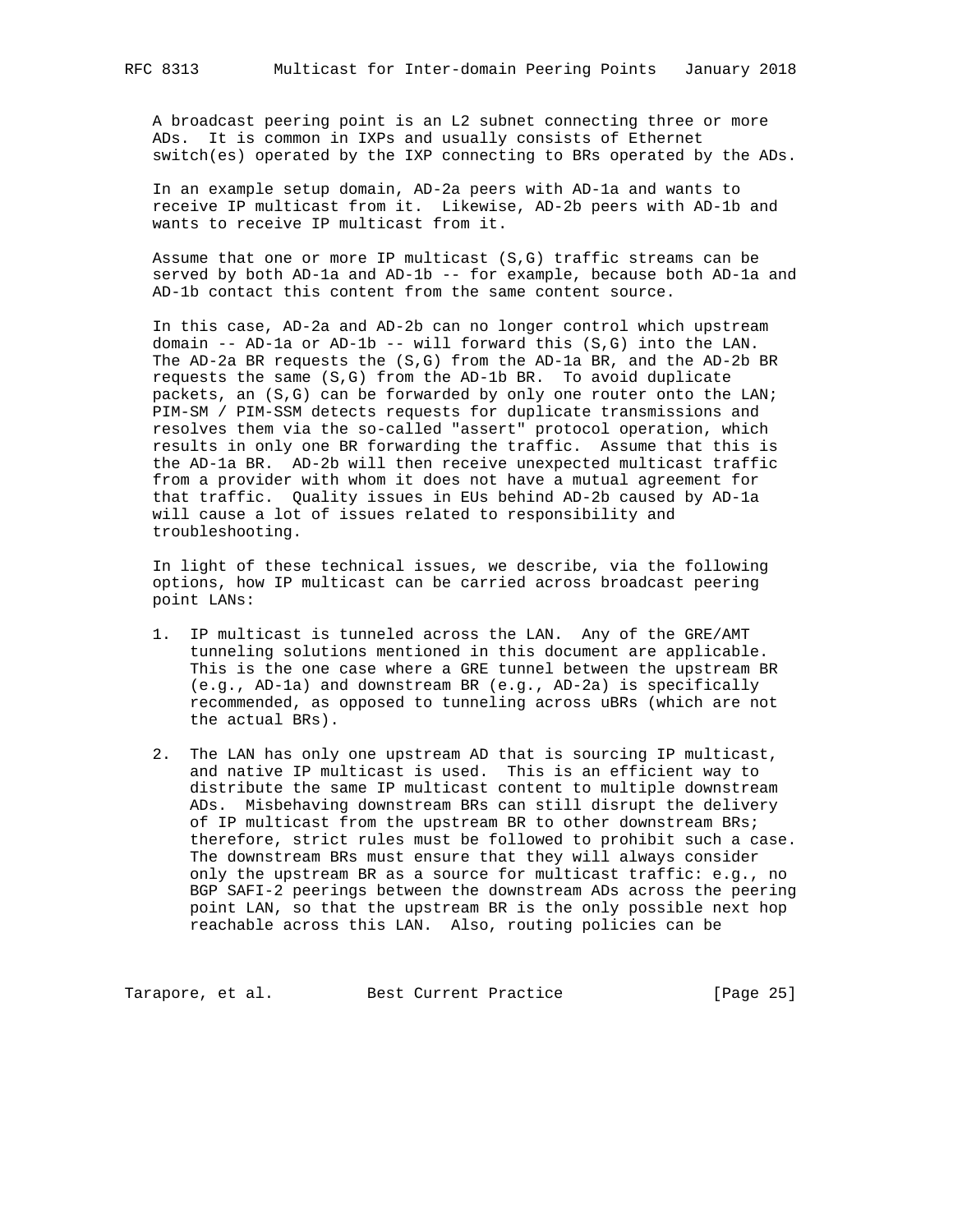A broadcast peering point is an L2 subnet connecting three or more ADs. It is common in IXPs and usually consists of Ethernet switch(es) operated by the IXP connecting to BRs operated by the ADs.

In an example setup domain, AD-2a peers with AD-1a and wants to receive IP multicast from it. Likewise, AD-2b peers with AD-1b and wants to receive IP multicast from it.

Assume that one or more IP multicast (S,G) traffic streams can be served by both AD-1a and AD-1b -- for example, because both AD-1a and AD-1b contact this content from the same content source.

In this case, AD-2a and AD-2b can no longer control which upstream domain -- AD-1a or AD-1b -- will forward this (S,G) into the LAN. The AD-2a BR requests the (S,G) from the AD-1a BR, and the AD-2b BR requests the same (S,G) from the AD-1b BR. To avoid duplicate packets, an (S,G) can be forwarded by only one router onto the LAN; PIM-SM / PIM-SSM detects requests for duplicate transmissions and resolves them via the so-called "assert" protocol operation, which results in only one BR forwarding the traffic. Assume that this is the AD-1a BR. AD-2b will then receive unexpected multicast traffic from a provider with whom it does not have a mutual agreement for that traffic. Quality issues in EUs behind AD-2b caused by AD-1a will cause a lot of issues related to responsibility and troubleshooting.

In light of these technical issues, we describe, via the following options, how IP multicast can be carried across broadcast peering point LANs:

1. IP multicast is tunneled across the LAN. Any of the GRE/AMT tunneling solutions mentioned in this document are applicable. This is the one case where a GRE tunnel between the upstream BR (e.g., AD-1a) and downstream BR (e.g., AD-2a) is specifically recommended, as opposed to tunneling across uBRs (which are not the actual BRs).

2. The LAN has only one upstream AD that is sourcing IP multicast, and native IP multicast is used. This is an efficient way to distribute the same IP multicast content to multiple downstream ADs. Misbehaving downstream BRs can still disrupt the delivery of IP multicast from the upstream BR to other downstream BRs; therefore, strict rules must be followed to prohibit such a case. The downstream BRs must ensure that they will always consider only the upstream BR as a source for multicast traffic: e.g., no BGP SAFI-2 peerings between the downstream ADs across the peering point LAN, so that the upstream BR is the only possible next hop reachable across this LAN. Also, routing policies can be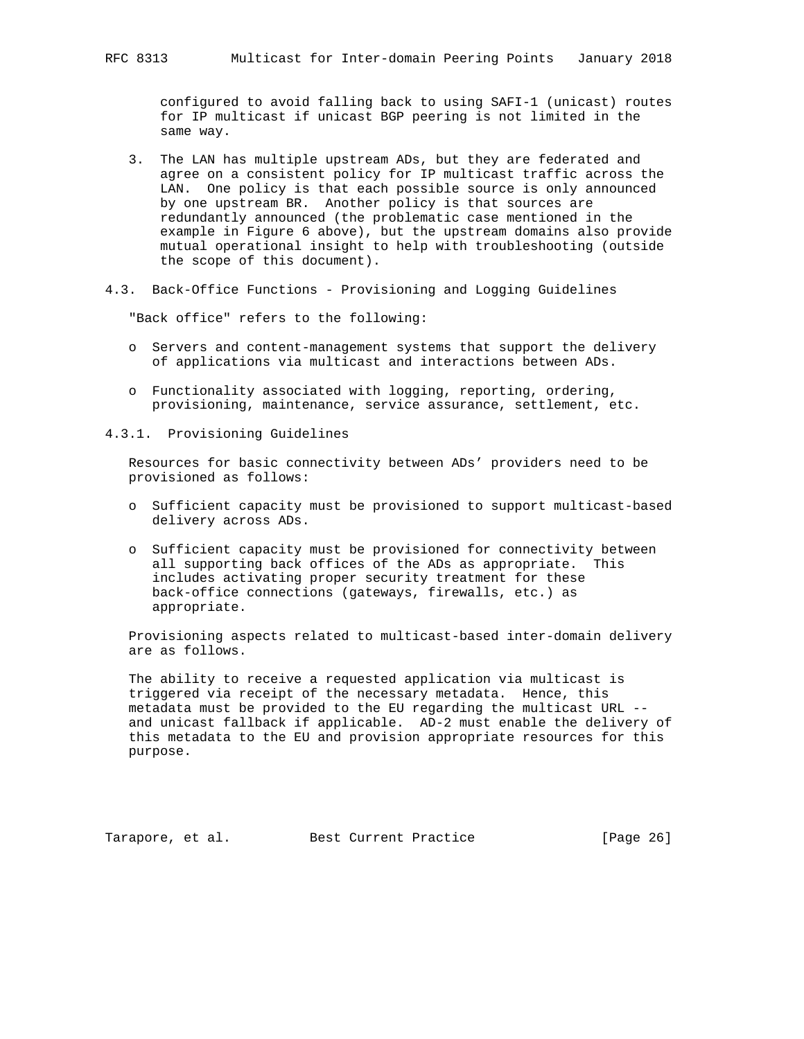configured to avoid falling back to using SAFI-1 (unicast) routes for IP multicast if unicast BGP peering is not limited in the same way.

3. The LAN has multiple upstream ADs, but they are federated and agree on a consistent policy for IP multicast traffic across the LAN. One policy is that each possible source is only announced by one upstream BR. Another policy is that sources are redundantly announced (the problematic case mentioned in the example in Figure 6 above), but the upstream domains also provide mutual operational insight to help with troubleshooting (outside the scope of this document).

### 4.3. Back-Office Functions - Provisioning and Logging Guidelines

"Back office" refers to the following:

- Servers and content-management systems that support the delivery of applications via multicast and interactions between ADs.

- Functionality associated with logging, reporting, ordering, provisioning, maintenance, service assurance, settlement, etc.

#### 4.3.1. Provisioning Guidelines

Resources for basic connectivity between ADs' providers need to be provisioned as follows:

- Sufficient capacity must be provisioned to support multicast-based delivery across ADs.

- Sufficient capacity must be provisioned for connectivity between all supporting back offices of the ADs as appropriate. This includes activating proper security treatment for these back-office connections (gateways, firewalls, etc.) as appropriate.

Provisioning aspects related to multicast-based inter-domain delivery are as follows.

The ability to receive a requested application via multicast is triggered via receipt of the necessary metadata. Hence, this metadata must be provided to the EU regarding the multicast URL -- and unicast fallback if applicable. AD-2 must enable the delivery of this metadata to the EU and provision appropriate resources for this purpose.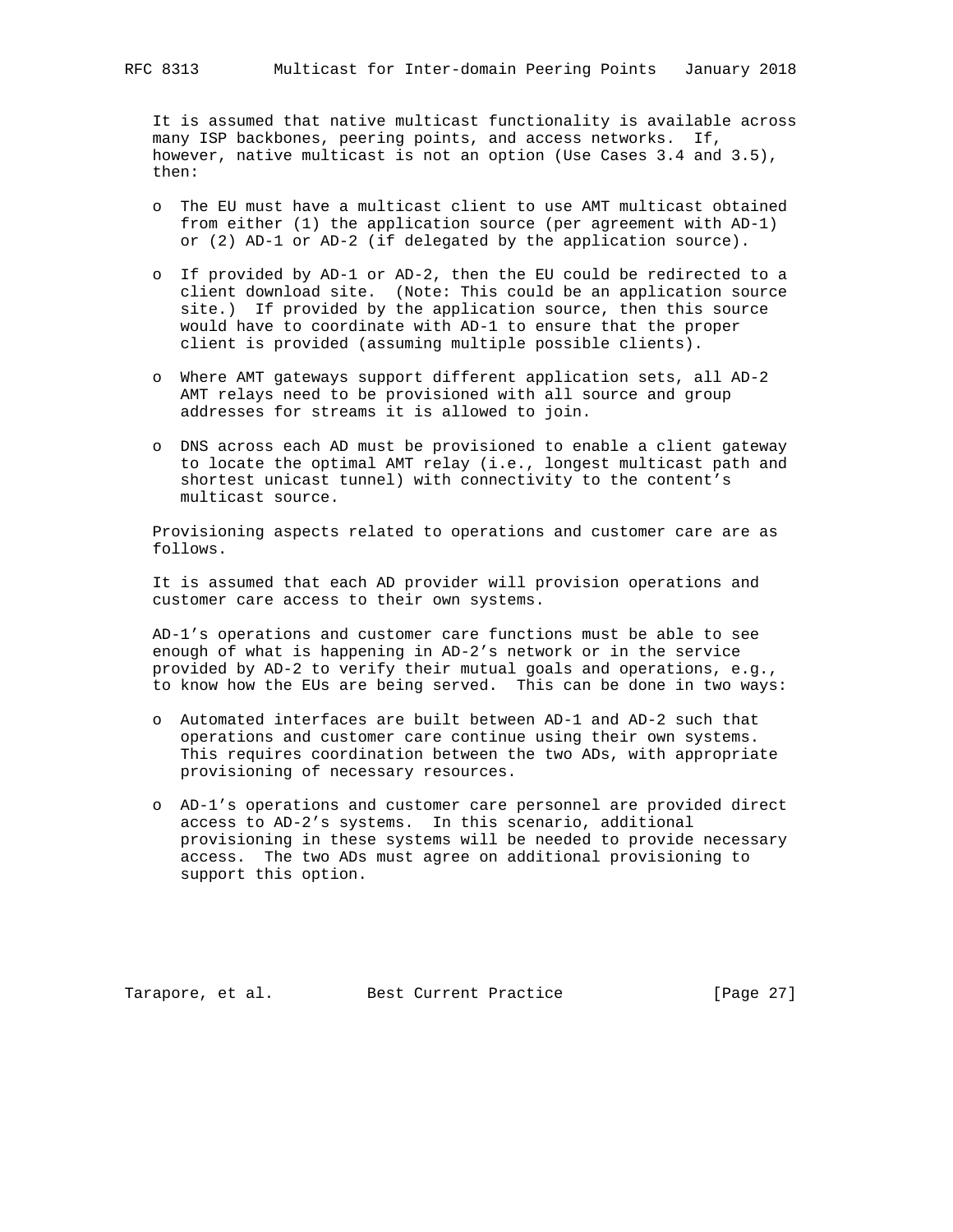It is assumed that native multicast functionality is available across many ISP backbones, peering points, and access networks. If, however, native multicast is not an option (Use Cases 3.4 and 3.5), then:

- The EU must have a multicast client to use AMT multicast obtained from either (1) the application source (per agreement with AD-1) or (2) AD-1 or AD-2 (if delegated by the application source).
- If provided by AD-1 or AD-2, then the EU could be redirected to a client download site. (Note: This could be an application source site.) If provided by the application source, then this source would have to coordinate with AD-1 to ensure that the proper client is provided (assuming multiple possible clients).
- Where AMT gateways support different application sets, all AD-2 AMT relays need to be provisioned with all source and group addresses for streams it is allowed to join.
- DNS across each AD must be provisioned to enable a client gateway to locate the optimal AMT relay (i.e., longest multicast path and shortest unicast tunnel) with connectivity to the content's multicast source.

Provisioning aspects related to operations and customer care are as follows.

It is assumed that each AD provider will provision operations and customer care access to their own systems.

AD-1's operations and customer care functions must be able to see enough of what is happening in AD-2's network or in the service provided by AD-2 to verify their mutual goals and operations, e.g., to know how the EUs are being served. This can be done in two ways:

- Automated interfaces are built between AD-1 and AD-2 such that operations and customer care continue using their own systems. This requires coordination between the two ADs, with appropriate provisioning of necessary resources.
- AD-1's operations and customer care personnel are provided direct access to AD-2's systems. In this scenario, additional provisioning in these systems will be needed to provide necessary access. The two ADs must agree on additional provisioning to support this option.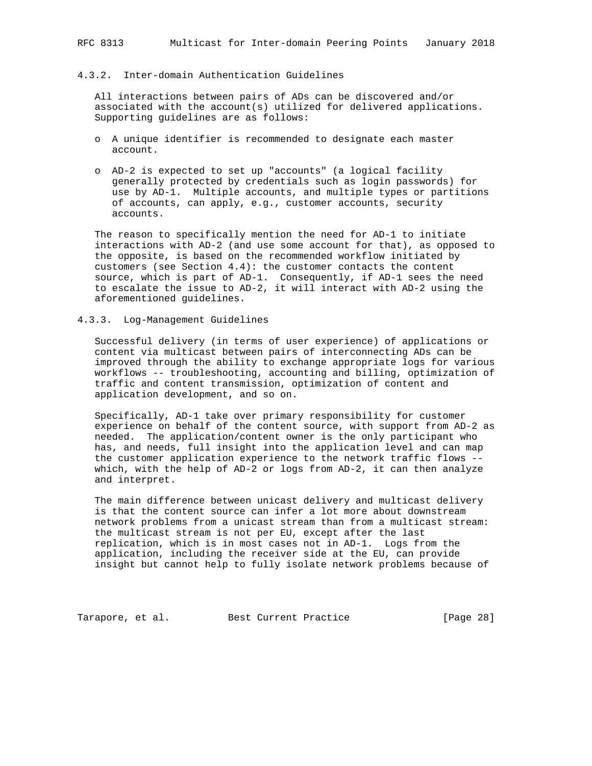### 4.3.2. Inter-domain Authentication Guidelines

All interactions between pairs of ADs can be discovered and/or associated with the account(s) utilized for delivered applications. Supporting guidelines are as follows:

- A unique identifier is recommended to designate each master account.

- AD-2 is expected to set up "accounts" (a logical facility generally protected by credentials such as login passwords) for use by AD-1. Multiple accounts, and multiple types or partitions of accounts, can apply, e.g., customer accounts, security accounts.

The reason to specifically mention the need for AD-1 to initiate interactions with AD-2 (and use some account for that), as opposed to the opposite, is based on the recommended workflow initiated by customers (see Section 4.4): the customer contacts the content source, which is part of AD-1. Consequently, if AD-1 sees the need to escalate the issue to AD-2, it will interact with AD-2 using the aforementioned guidelines.

### 4.3.3. Log-Management Guidelines

Successful delivery (in terms of user experience) of applications or content via multicast between pairs of interconnecting ADs can be improved through the ability to exchange appropriate logs for various workflows -- troubleshooting, accounting and billing, optimization of traffic and content transmission, optimization of content and application development, and so on.

Specifically, AD-1 take over primary responsibility for customer experience on behalf of the content source, with support from AD-2 as needed. The application/content owner is the only participant who has, and needs, full insight into the application level and can map the customer application experience to the network traffic flows -- which, with the help of AD-2 or logs from AD-2, it can then analyze and interpret.

The main difference between unicast delivery and multicast delivery is that the content source can infer a lot more about downstream network problems from a unicast stream than from a multicast stream: the multicast stream is not per EU, except after the last replication, which is in most cases not in AD-1. Logs from the application, including the receiver side at the EU, can provide insight but cannot help to fully isolate network problems because of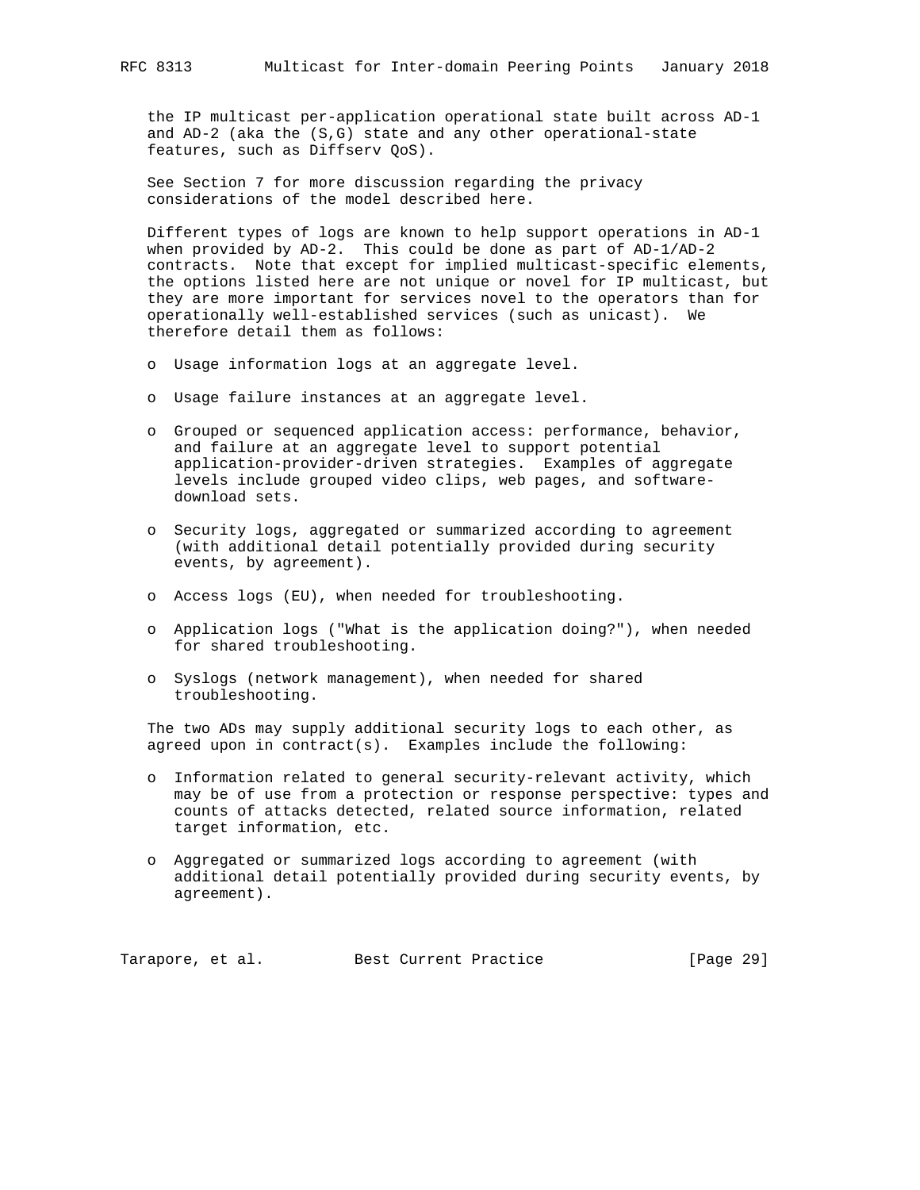the IP multicast per-application operational state built across AD-1 and AD-2 (aka the (S,G) state and any other operational-state features, such as Diffserv QoS).

See Section 7 for more discussion regarding the privacy considerations of the model described here.

Different types of logs are known to help support operations in AD-1 when provided by AD-2. This could be done as part of AD-1/AD-2 contracts. Note that except for implied multicast-specific elements, the options listed here are not unique or novel for IP multicast, but they are more important for services novel to the operators than for operationally well-established services (such as unicast). We therefore detail them as follows:

- Usage information logs at an aggregate level.
- Usage failure instances at an aggregate level.
- Grouped or sequenced application access: performance, behavior, and failure at an aggregate level to support potential application-provider-driven strategies. Examples of aggregate levels include grouped video clips, web pages, and software-download sets.
- Security logs, aggregated or summarized according to agreement (with additional detail potentially provided during security events, by agreement).
- Access logs (EU), when needed for troubleshooting.
- Application logs ("What is the application doing?"), when needed for shared troubleshooting.
- Syslogs (network management), when needed for shared troubleshooting.

The two ADs may supply additional security logs to each other, as agreed upon in contract(s). Examples include the following:

- Information related to general security-relevant activity, which may be of use from a protection or response perspective: types and counts of attacks detected, related source information, related target information, etc.
- Aggregated or summarized logs according to agreement (with additional detail potentially provided during security events, by agreement).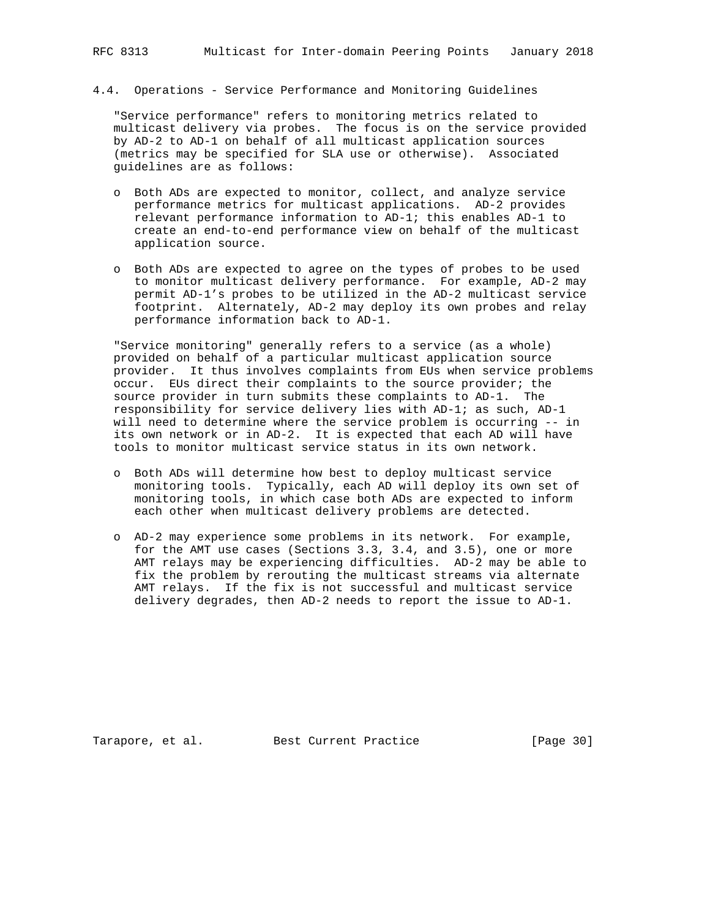### 4.4. Operations - Service Performance and Monitoring Guidelines

"Service performance" refers to monitoring metrics related to multicast delivery via probes. The focus is on the service provided by AD-2 to AD-1 on behalf of all multicast application sources (metrics may be specified for SLA use or otherwise). Associated guidelines are as follows:

- Both ADs are expected to monitor, collect, and analyze service performance metrics for multicast applications. AD-2 provides relevant performance information to AD-1; this enables AD-1 to create an end-to-end performance view on behalf of the multicast application source.

- Both ADs are expected to agree on the types of probes to be used to monitor multicast delivery performance. For example, AD-2 may permit AD-1's probes to be utilized in the AD-2 multicast service footprint. Alternately, AD-2 may deploy its own probes and relay performance information back to AD-1.

"Service monitoring" generally refers to a service (as a whole) provided on behalf of a particular multicast application source provider. It thus involves complaints from EUs when service problems occur. EUs direct their complaints to the source provider; the source provider in turn submits these complaints to AD-1. The responsibility for service delivery lies with AD-1; as such, AD-1 will need to determine where the service problem is occurring -- in its own network or in AD-2. It is expected that each AD will have tools to monitor multicast service status in its own network.

- Both ADs will determine how best to deploy multicast service monitoring tools. Typically, each AD will deploy its own set of monitoring tools, in which case both ADs are expected to inform each other when multicast delivery problems are detected.

- AD-2 may experience some problems in its network. For example, for the AMT use cases (Sections 3.3, 3.4, and 3.5), one or more AMT relays may be experiencing difficulties. AD-2 may be able to fix the problem by rerouting the multicast streams via alternate AMT relays. If the fix is not successful and multicast service delivery degrades, then AD-2 needs to report the issue to AD-1.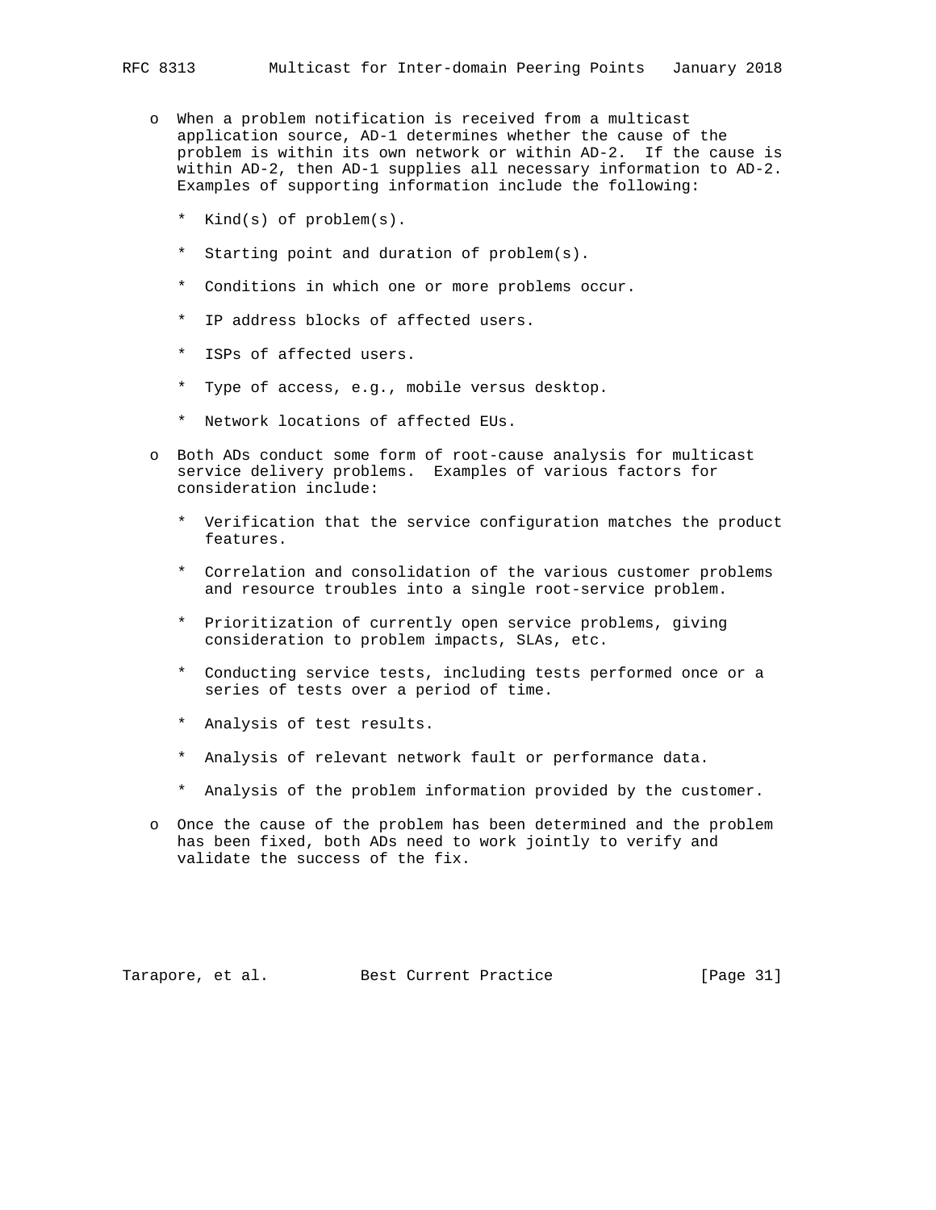- When a problem notification is received from a multicast application source, AD-1 determines whether the cause of the problem is within its own network or within AD-2. If the cause is within AD-2, then AD-1 supplies all necessary information to AD-2. Examples of supporting information include the following:

  * Kind(s) of problem(s).

  * Starting point and duration of problem(s).

  * Conditions in which one or more problems occur.

  * IP address blocks of affected users.

  * ISPs of affected users.

  * Type of access, e.g., mobile versus desktop.

  * Network locations of affected EUs.

- Both ADs conduct some form of root-cause analysis for multicast service delivery problems. Examples of various factors for consideration include:

  * Verification that the service configuration matches the product features.

  * Correlation and consolidation of the various customer problems and resource troubles into a single root-service problem.

  * Prioritization of currently open service problems, giving consideration to problem impacts, SLAs, etc.

  * Conducting service tests, including tests performed once or a series of tests over a period of time.

  * Analysis of test results.

  * Analysis of relevant network fault or performance data.

  * Analysis of the problem information provided by the customer.

- Once the cause of the problem has been determined and the problem has been fixed, both ADs need to work jointly to verify and validate the success of the fix.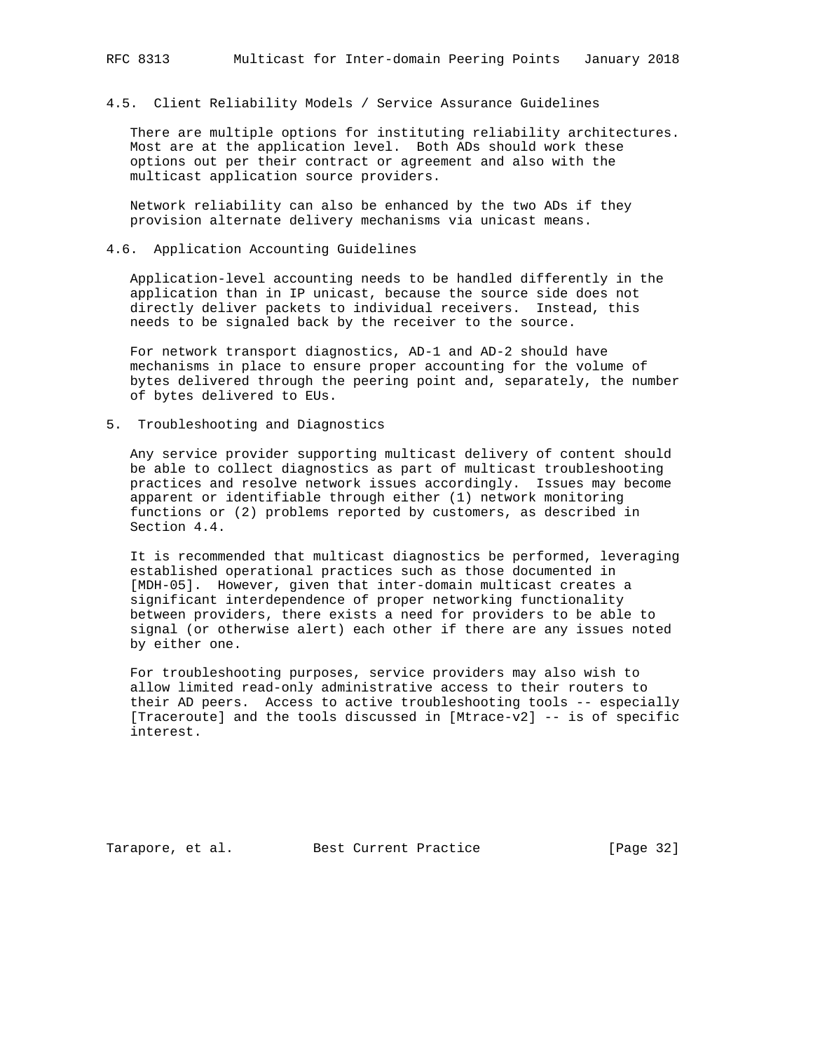### 4.5. Client Reliability Models / Service Assurance Guidelines

There are multiple options for instituting reliability architectures. Most are at the application level. Both ADs should work these options out per their contract or agreement and also with the multicast application source providers.

Network reliability can also be enhanced by the two ADs if they provision alternate delivery mechanisms via unicast means.

### 4.6. Application Accounting Guidelines

Application-level accounting needs to be handled differently in the application than in IP unicast, because the source side does not directly deliver packets to individual receivers. Instead, this needs to be signaled back by the receiver to the source.

For network transport diagnostics, AD-1 and AD-2 should have mechanisms in place to ensure proper accounting for the volume of bytes delivered through the peering point and, separately, the number of bytes delivered to EUs.

## 5. Troubleshooting and Diagnostics

Any service provider supporting multicast delivery of content should be able to collect diagnostics as part of multicast troubleshooting practices and resolve network issues accordingly. Issues may become apparent or identifiable through either (1) network monitoring functions or (2) problems reported by customers, as described in Section 4.4.

It is recommended that multicast diagnostics be performed, leveraging established operational practices such as those documented in [MDH-05]. However, given that inter-domain multicast creates a significant interdependence of proper networking functionality between providers, there exists a need for providers to be able to signal (or otherwise alert) each other if there are any issues noted by either one.

For troubleshooting purposes, service providers may also wish to allow limited read-only administrative access to their routers to their AD peers. Access to active troubleshooting tools -- especially [Traceroute] and the tools discussed in [Mtrace-v2] -- is of specific interest.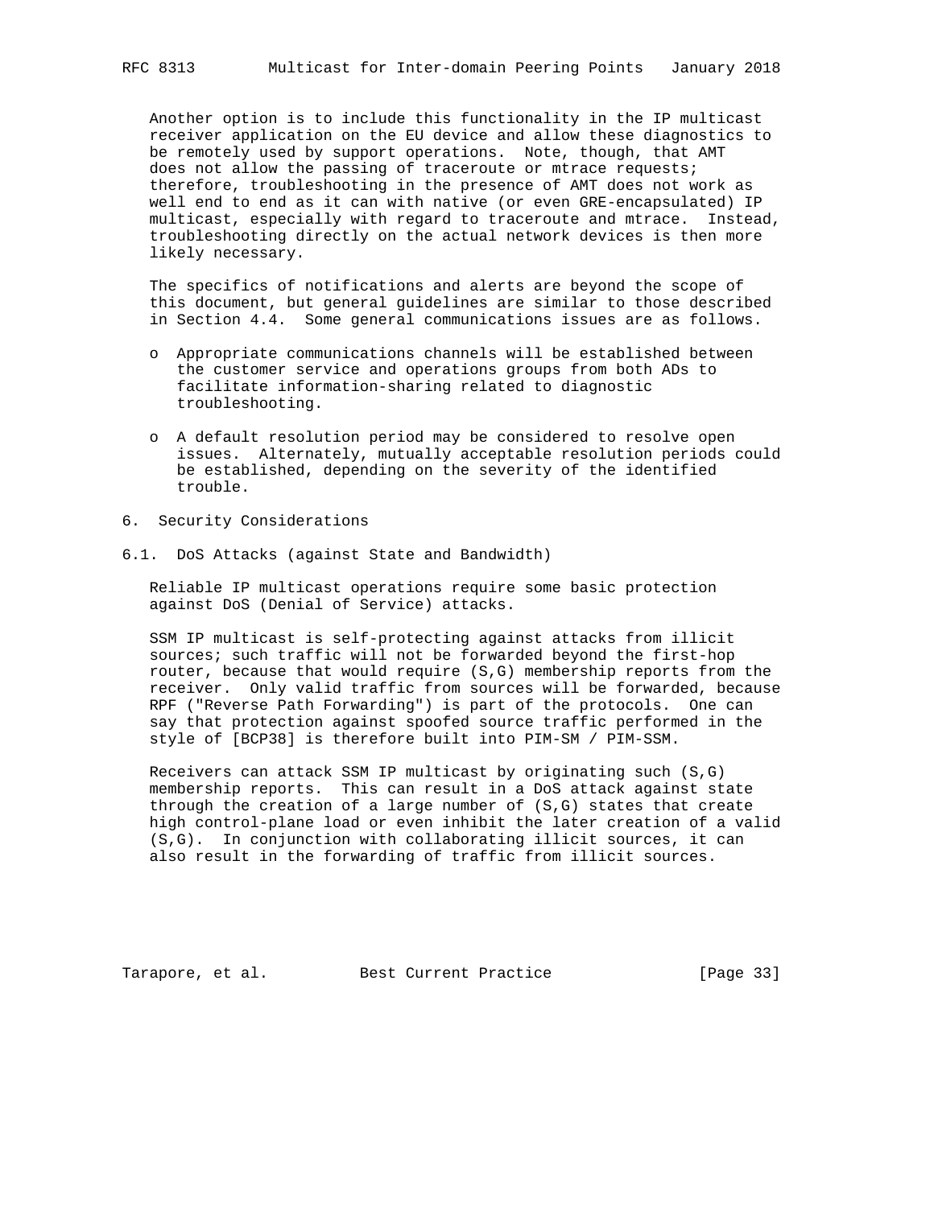Another option is to include this functionality in the IP multicast receiver application on the EU device and allow these diagnostics to be remotely used by support operations. Note, though, that AMT does not allow the passing of traceroute or mtrace requests; therefore, troubleshooting in the presence of AMT does not work as well end to end as it can with native (or even GRE-encapsulated) IP multicast, especially with regard to traceroute and mtrace. Instead, troubleshooting directly on the actual network devices is then more likely necessary.

The specifics of notifications and alerts are beyond the scope of this document, but general guidelines are similar to those described in Section 4.4. Some general communications issues are as follows.

- Appropriate communications channels will be established between the customer service and operations groups from both ADs to facilitate information-sharing related to diagnostic troubleshooting.
- A default resolution period may be considered to resolve open issues. Alternately, mutually acceptable resolution periods could be established, depending on the severity of the identified trouble.

## 6. Security Considerations

### 6.1. DoS Attacks (against State and Bandwidth)

Reliable IP multicast operations require some basic protection against DoS (Denial of Service) attacks.

SSM IP multicast is self-protecting against attacks from illicit sources; such traffic will not be forwarded beyond the first-hop router, because that would require (S,G) membership reports from the receiver. Only valid traffic from sources will be forwarded, because RPF ("Reverse Path Forwarding") is part of the protocols. One can say that protection against spoofed source traffic performed in the style of [BCP38] is therefore built into PIM-SM / PIM-SSM.

Receivers can attack SSM IP multicast by originating such (S,G) membership reports. This can result in a DoS attack against state through the creation of a large number of (S,G) states that create high control-plane load or even inhibit the later creation of a valid (S,G). In conjunction with collaborating illicit sources, it can also result in the forwarding of traffic from illicit sources.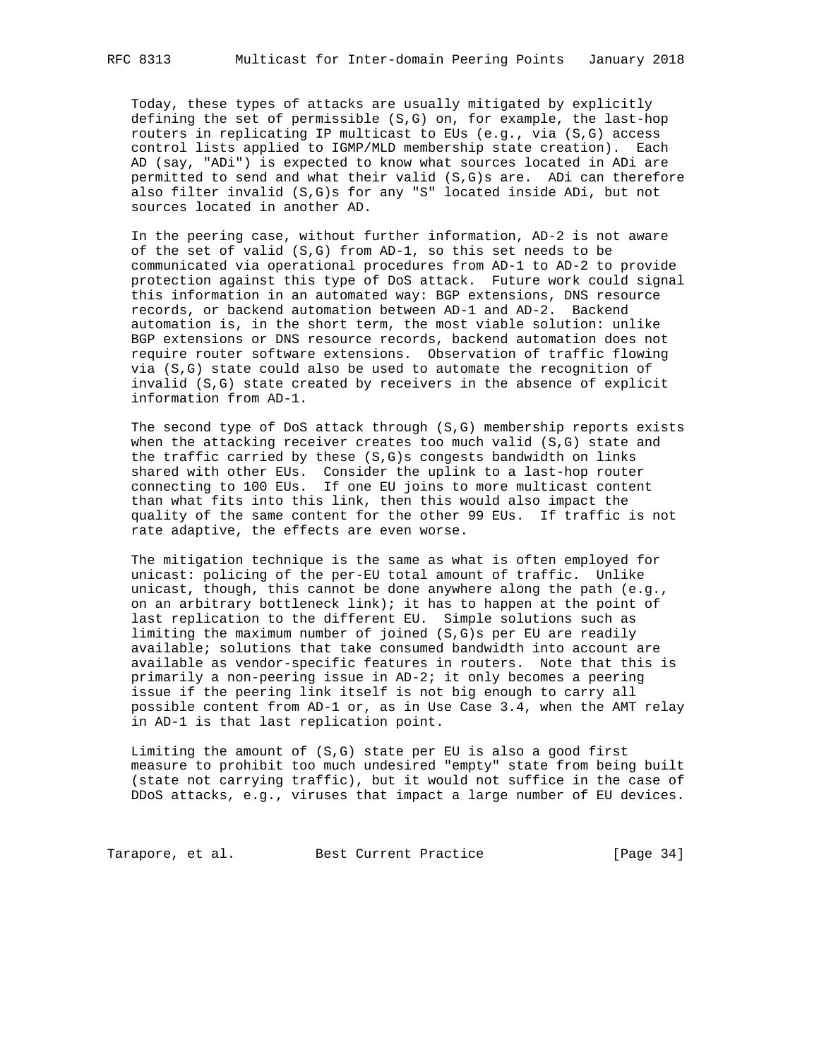Today, these types of attacks are usually mitigated by explicitly defining the set of permissible (S,G) on, for example, the last-hop routers in replicating IP multicast to EUs (e.g., via (S,G) access control lists applied to IGMP/MLD membership state creation). Each AD (say, "ADi") is expected to know what sources located in ADi are permitted to send and what their valid (S,G)s are. ADi can therefore also filter invalid (S,G)s for any "S" located inside ADi, but not sources located in another AD.

In the peering case, without further information, AD-2 is not aware of the set of valid (S,G) from AD-1, so this set needs to be communicated via operational procedures from AD-1 to AD-2 to provide protection against this type of DoS attack. Future work could signal this information in an automated way: BGP extensions, DNS resource records, or backend automation between AD-1 and AD-2. Backend automation is, in the short term, the most viable solution: unlike BGP extensions or DNS resource records, backend automation does not require router software extensions. Observation of traffic flowing via (S,G) state could also be used to automate the recognition of invalid (S,G) state created by receivers in the absence of explicit information from AD-1.

The second type of DoS attack through (S,G) membership reports exists when the attacking receiver creates too much valid (S,G) state and the traffic carried by these (S,G)s congests bandwidth on links shared with other EUs. Consider the uplink to a last-hop router connecting to 100 EUs. If one EU joins to more multicast content than what fits into this link, then this would also impact the quality of the same content for the other 99 EUs. If traffic is not rate adaptive, the effects are even worse.

The mitigation technique is the same as what is often employed for unicast: policing of the per-EU total amount of traffic. Unlike unicast, though, this cannot be done anywhere along the path (e.g., on an arbitrary bottleneck link); it has to happen at the point of last replication to the different EU. Simple solutions such as limiting the maximum number of joined (S,G)s per EU are readily available; solutions that take consumed bandwidth into account are available as vendor-specific features in routers. Note that this is primarily a non-peering issue in AD-2; it only becomes a peering issue if the peering link itself is not big enough to carry all possible content from AD-1 or, as in Use Case 3.4, when the AMT relay in AD-1 is that last replication point.

Limiting the amount of (S,G) state per EU is also a good first measure to prohibit too much undesired "empty" state from being built (state not carrying traffic), but it would not suffice in the case of DDoS attacks, e.g., viruses that impact a large number of EU devices.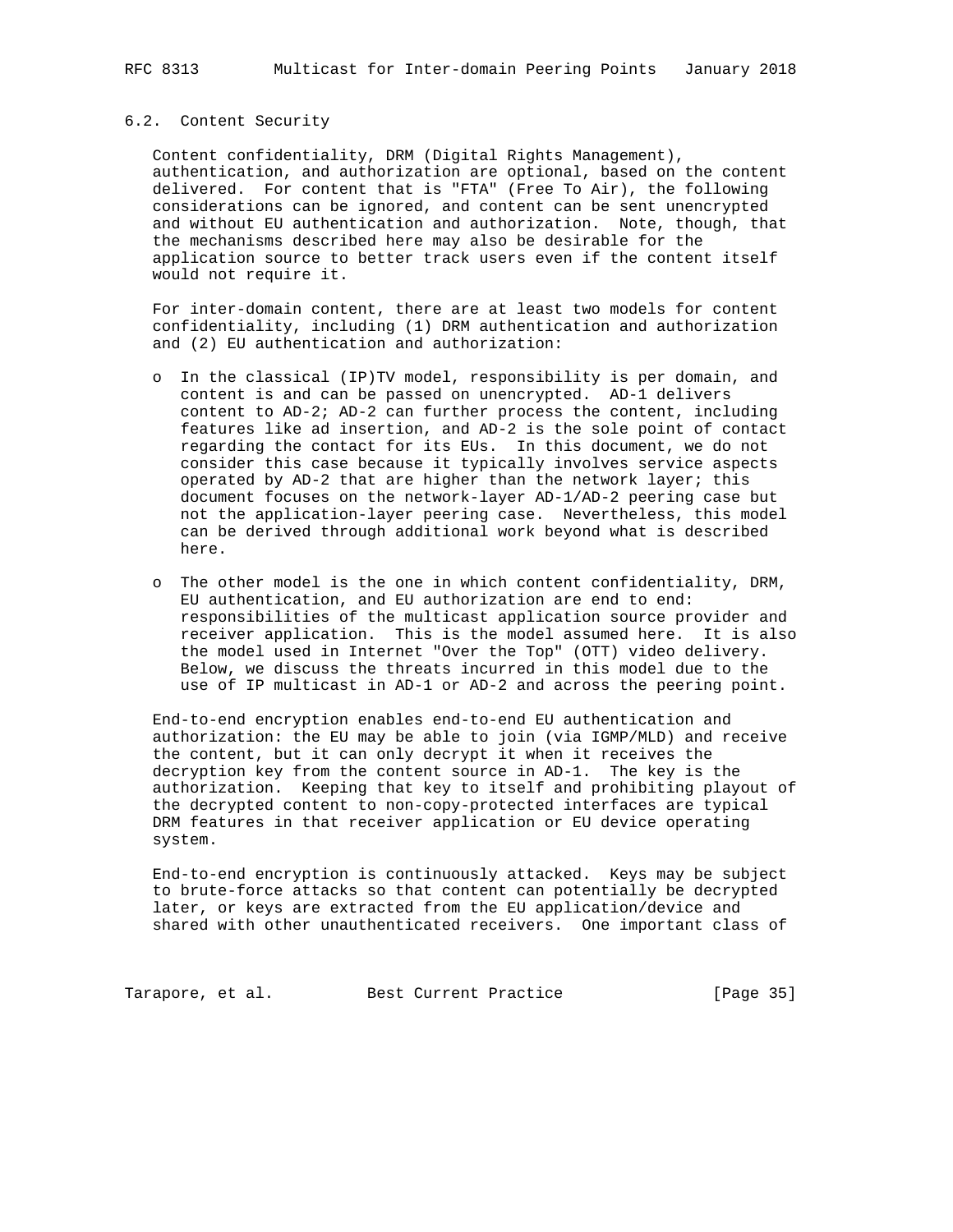## 6.2. Content Security

Content confidentiality, DRM (Digital Rights Management), authentication, and authorization are optional, based on the content delivered. For content that is "FTA" (Free To Air), the following considerations can be ignored, and content can be sent unencrypted and without EU authentication and authorization. Note, though, that the mechanisms described here may also be desirable for the application source to better track users even if the content itself would not require it.

For inter-domain content, there are at least two models for content confidentiality, including (1) DRM authentication and authorization and (2) EU authentication and authorization:

- In the classical (IP)TV model, responsibility is per domain, and content is and can be passed on unencrypted. AD-1 delivers content to AD-2; AD-2 can further process the content, including features like ad insertion, and AD-2 is the sole point of contact regarding the contact for its EUs. In this document, we do not consider this case because it typically involves service aspects operated by AD-2 that are higher than the network layer; this document focuses on the network-layer AD-1/AD-2 peering case but not the application-layer peering case. Nevertheless, this model can be derived through additional work beyond what is described here.
- The other model is the one in which content confidentiality, DRM, EU authentication, and EU authorization are end to end: responsibilities of the multicast application source provider and receiver application. This is the model assumed here. It is also the model used in Internet "Over the Top" (OTT) video delivery. Below, we discuss the threats incurred in this model due to the use of IP multicast in AD-1 or AD-2 and across the peering point.

End-to-end encryption enables end-to-end EU authentication and authorization: the EU may be able to join (via IGMP/MLD) and receive the content, but it can only decrypt it when it receives the decryption key from the content source in AD-1. The key is the authorization. Keeping that key to itself and prohibiting playout of the decrypted content to non-copy-protected interfaces are typical DRM features in that receiver application or EU device operating system.

End-to-end encryption is continuously attacked. Keys may be subject to brute-force attacks so that content can potentially be decrypted later, or keys are extracted from the EU application/device and shared with other unauthenticated receivers. One important class of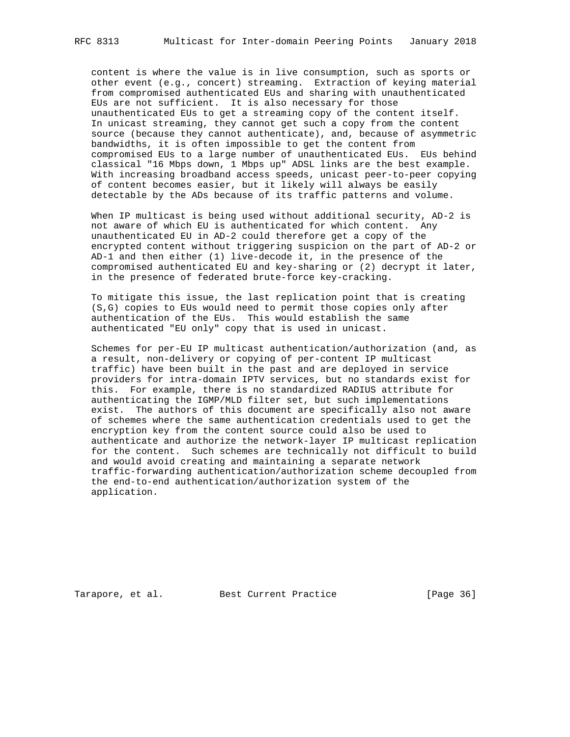content is where the value is in live consumption, such as sports or other event (e.g., concert) streaming. Extraction of keying material from compromised authenticated EUs and sharing with unauthenticated EUs are not sufficient. It is also necessary for those unauthenticated EUs to get a streaming copy of the content itself. In unicast streaming, they cannot get such a copy from the content source (because they cannot authenticate), and, because of asymmetric bandwidths, it is often impossible to get the content from compromised EUs to a large number of unauthenticated EUs. EUs behind classical "16 Mbps down, 1 Mbps up" ADSL links are the best example. With increasing broadband access speeds, unicast peer-to-peer copying of content becomes easier, but it likely will always be easily detectable by the ADs because of its traffic patterns and volume.

When IP multicast is being used without additional security, AD-2 is not aware of which EU is authenticated for which content. Any unauthenticated EU in AD-2 could therefore get a copy of the encrypted content without triggering suspicion on the part of AD-2 or AD-1 and then either (1) live-decode it, in the presence of the compromised authenticated EU and key-sharing or (2) decrypt it later, in the presence of federated brute-force key-cracking.

To mitigate this issue, the last replication point that is creating (S,G) copies to EUs would need to permit those copies only after authentication of the EUs. This would establish the same authenticated "EU only" copy that is used in unicast.

Schemes for per-EU IP multicast authentication/authorization (and, as a result, non-delivery or copying of per-content IP multicast traffic) have been built in the past and are deployed in service providers for intra-domain IPTV services, but no standards exist for this. For example, there is no standardized RADIUS attribute for authenticating the IGMP/MLD filter set, but such implementations exist. The authors of this document are specifically also not aware of schemes where the same authentication credentials used to get the encryption key from the content source could also be used to authenticate and authorize the network-layer IP multicast replication for the content. Such schemes are technically not difficult to build and would avoid creating and maintaining a separate network traffic-forwarding authentication/authorization scheme decoupled from the end-to-end authentication/authorization system of the application.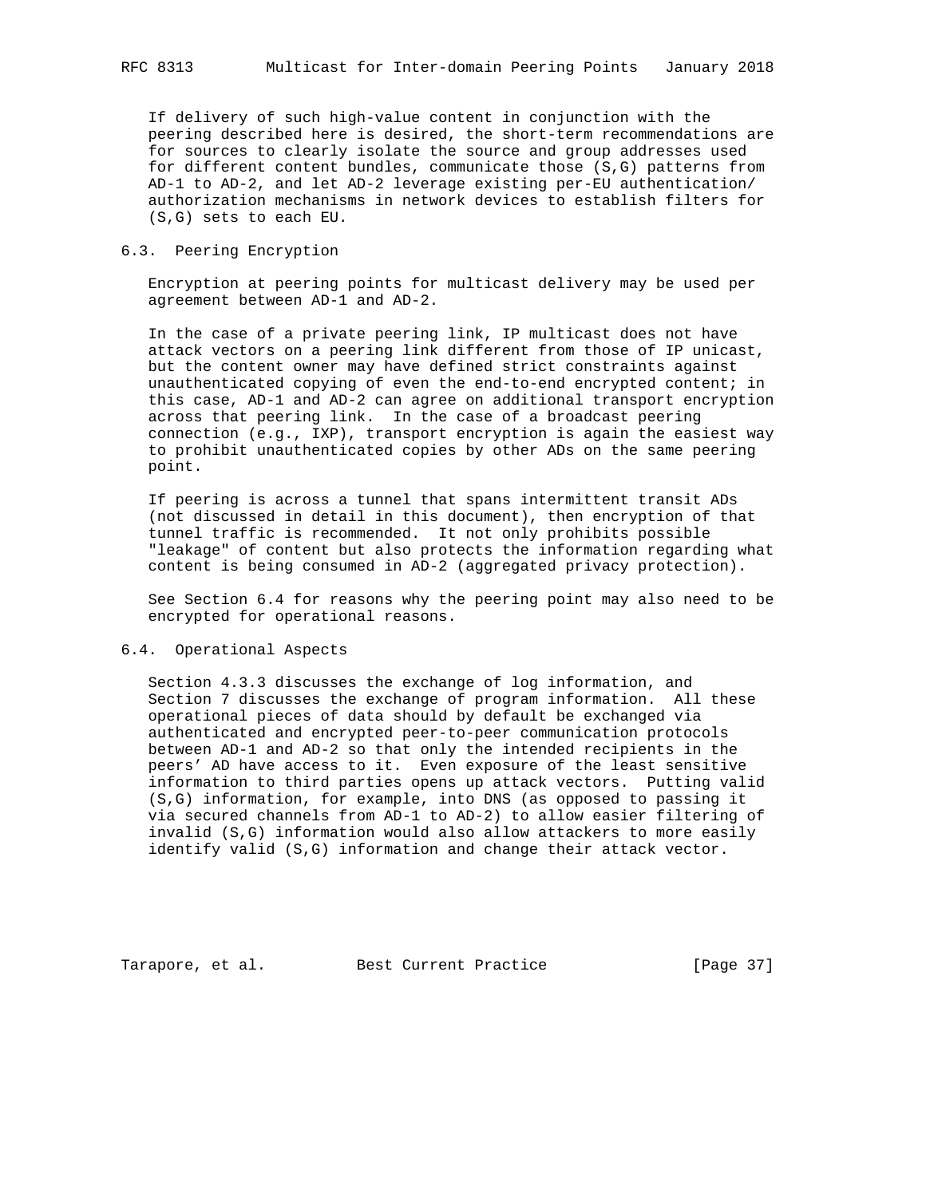If delivery of such high-value content in conjunction with the peering described here is desired, the short-term recommendations are for sources to clearly isolate the source and group addresses used for different content bundles, communicate those (S,G) patterns from AD-1 to AD-2, and let AD-2 leverage existing per-EU authentication/ authorization mechanisms in network devices to establish filters for (S,G) sets to each EU.

## 6.3. Peering Encryption

Encryption at peering points for multicast delivery may be used per agreement between AD-1 and AD-2.

In the case of a private peering link, IP multicast does not have attack vectors on a peering link different from those of IP unicast, but the content owner may have defined strict constraints against unauthenticated copying of even the end-to-end encrypted content; in this case, AD-1 and AD-2 can agree on additional transport encryption across that peering link. In the case of a broadcast peering connection (e.g., IXP), transport encryption is again the easiest way to prohibit unauthenticated copies by other ADs on the same peering point.

If peering is across a tunnel that spans intermittent transit ADs (not discussed in detail in this document), then encryption of that tunnel traffic is recommended. It not only prohibits possible "leakage" of content but also protects the information regarding what content is being consumed in AD-2 (aggregated privacy protection).

See Section 6.4 for reasons why the peering point may also need to be encrypted for operational reasons.

## 6.4. Operational Aspects

Section 4.3.3 discusses the exchange of log information, and Section 7 discusses the exchange of program information. All these operational pieces of data should by default be exchanged via authenticated and encrypted peer-to-peer communication protocols between AD-1 and AD-2 so that only the intended recipients in the peers' AD have access to it. Even exposure of the least sensitive information to third parties opens up attack vectors. Putting valid (S,G) information, for example, into DNS (as opposed to passing it via secured channels from AD-1 to AD-2) to allow easier filtering of invalid (S,G) information would also allow attackers to more easily identify valid (S,G) information and change their attack vector.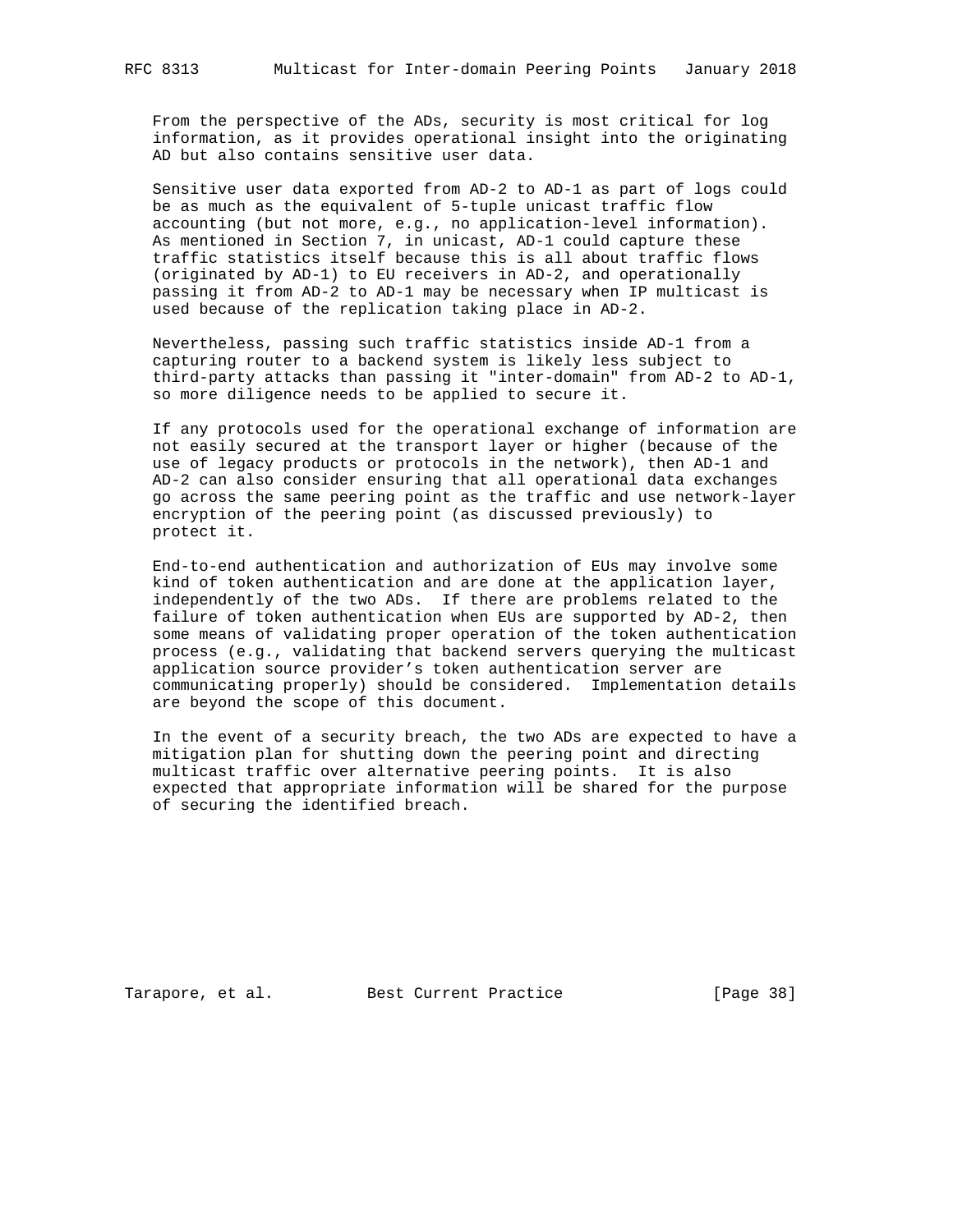From the perspective of the ADs, security is most critical for log information, as it provides operational insight into the originating AD but also contains sensitive user data.

Sensitive user data exported from AD-2 to AD-1 as part of logs could be as much as the equivalent of 5-tuple unicast traffic flow accounting (but not more, e.g., no application-level information). As mentioned in Section 7, in unicast, AD-1 could capture these traffic statistics itself because this is all about traffic flows (originated by AD-1) to EU receivers in AD-2, and operationally passing it from AD-2 to AD-1 may be necessary when IP multicast is used because of the replication taking place in AD-2.

Nevertheless, passing such traffic statistics inside AD-1 from a capturing router to a backend system is likely less subject to third-party attacks than passing it "inter-domain" from AD-2 to AD-1, so more diligence needs to be applied to secure it.

If any protocols used for the operational exchange of information are not easily secured at the transport layer or higher (because of the use of legacy products or protocols in the network), then AD-1 and AD-2 can also consider ensuring that all operational data exchanges go across the same peering point as the traffic and use network-layer encryption of the peering point (as discussed previously) to protect it.

End-to-end authentication and authorization of EUs may involve some kind of token authentication and are done at the application layer, independently of the two ADs. If there are problems related to the failure of token authentication when EUs are supported by AD-2, then some means of validating proper operation of the token authentication process (e.g., validating that backend servers querying the multicast application source provider's token authentication server are communicating properly) should be considered. Implementation details are beyond the scope of this document.

In the event of a security breach, the two ADs are expected to have a mitigation plan for shutting down the peering point and directing multicast traffic over alternative peering points. It is also expected that appropriate information will be shared for the purpose of securing the identified breach.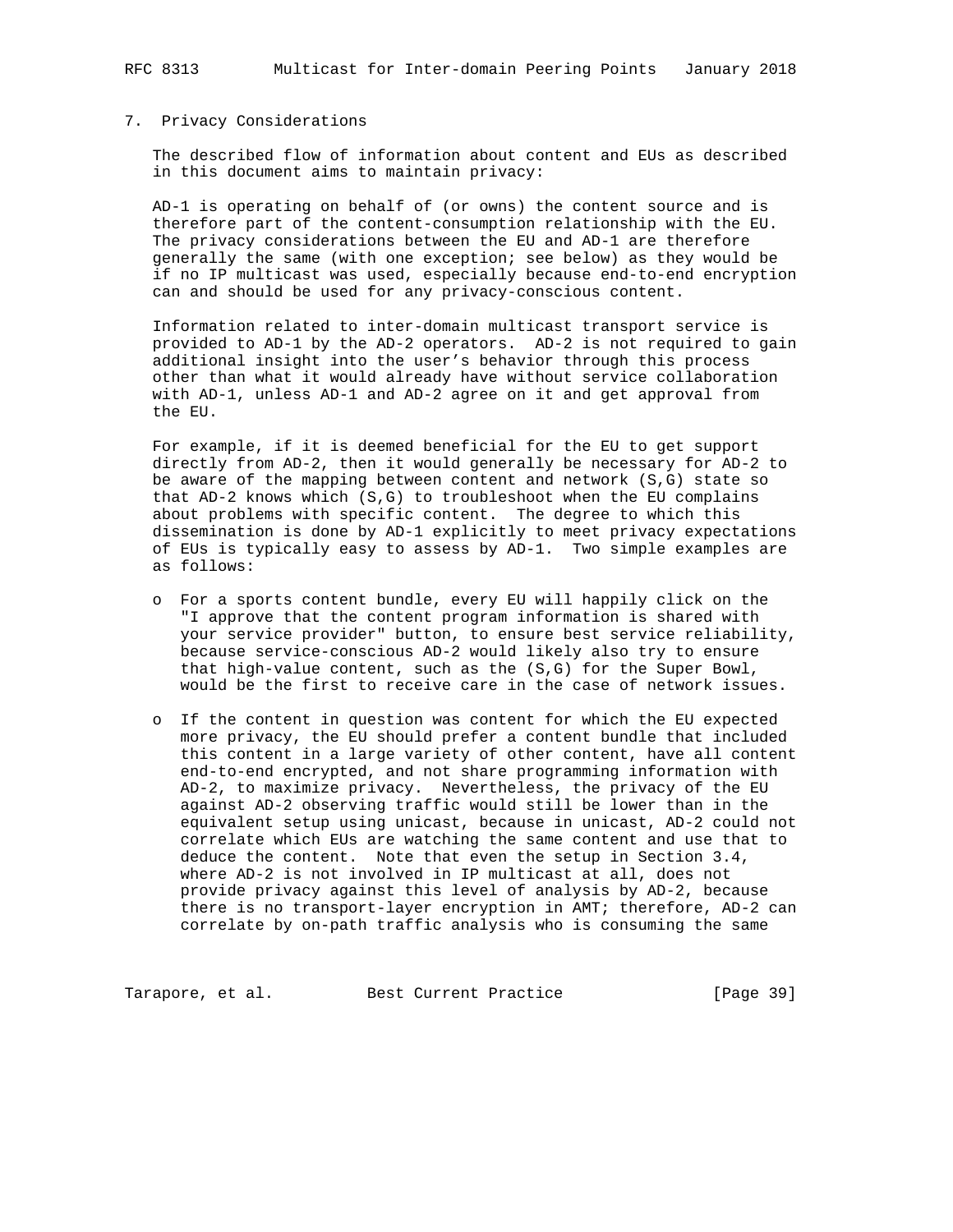## 7. Privacy Considerations

The described flow of information about content and EUs as described in this document aims to maintain privacy:

AD-1 is operating on behalf of (or owns) the content source and is therefore part of the content-consumption relationship with the EU. The privacy considerations between the EU and AD-1 are therefore generally the same (with one exception; see below) as they would be if no IP multicast was used, especially because end-to-end encryption can and should be used for any privacy-conscious content.

Information related to inter-domain multicast transport service is provided to AD-1 by the AD-2 operators. AD-2 is not required to gain additional insight into the user's behavior through this process other than what it would already have without service collaboration with AD-1, unless AD-1 and AD-2 agree on it and get approval from the EU.

For example, if it is deemed beneficial for the EU to get support directly from AD-2, then it would generally be necessary for AD-2 to be aware of the mapping between content and network (S,G) state so that AD-2 knows which (S,G) to troubleshoot when the EU complains about problems with specific content. The degree to which this dissemination is done by AD-1 explicitly to meet privacy expectations of EUs is typically easy to assess by AD-1. Two simple examples are as follows:

- For a sports content bundle, every EU will happily click on the "I approve that the content program information is shared with your service provider" button, to ensure best service reliability, because service-conscious AD-2 would likely also try to ensure that high-value content, such as the (S,G) for the Super Bowl, would be the first to receive care in the case of network issues.

- If the content in question was content for which the EU expected more privacy, the EU should prefer a content bundle that included this content in a large variety of other content, have all content end-to-end encrypted, and not share programming information with AD-2, to maximize privacy. Nevertheless, the privacy of the EU against AD-2 observing traffic would still be lower than in the equivalent setup using unicast, because in unicast, AD-2 could not correlate which EUs are watching the same content and use that to deduce the content. Note that even the setup in Section 3.4, where AD-2 is not involved in IP multicast at all, does not provide privacy against this level of analysis by AD-2, because there is no transport-layer encryption in AMT; therefore, AD-2 can correlate by on-path traffic analysis who is consuming the same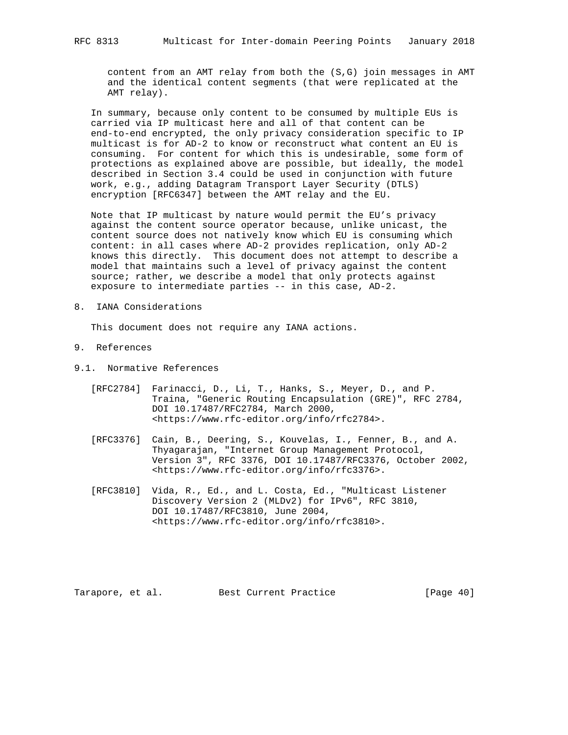content from an AMT relay from both the (S,G) join messages in AMT and the identical content segments (that were replicated at the AMT relay).

In summary, because only content to be consumed by multiple EUs is carried via IP multicast here and all of that content can be end-to-end encrypted, the only privacy consideration specific to IP multicast is for AD-2 to know or reconstruct what content an EU is consuming. For content for which this is undesirable, some form of protections as explained above are possible, but ideally, the model described in Section 3.4 could be used in conjunction with future work, e.g., adding Datagram Transport Layer Security (DTLS) encryption [RFC6347] between the AMT relay and the EU.

Note that IP multicast by nature would permit the EU's privacy against the content source operator because, unlike unicast, the content source does not natively know which EU is consuming which content: in all cases where AD-2 provides replication, only AD-2 knows this directly. This document does not attempt to describe a model that maintains such a level of privacy against the content source; rather, we describe a model that only protects against exposure to intermediate parties -- in this case, AD-2.

## 8. IANA Considerations

This document does not require any IANA actions.

## 9. References

### 9.1. Normative References

[RFC2784] Farinacci, D., Li, T., Hanks, S., Meyer, D., and P. Traina, "Generic Routing Encapsulation (GRE)", RFC 2784, DOI 10.17487/RFC2784, March 2000, <https://www.rfc-editor.org/info/rfc2784>.

[RFC3376] Cain, B., Deering, S., Kouvelas, I., Fenner, B., and A. Thyagarajan, "Internet Group Management Protocol, Version 3", RFC 3376, DOI 10.17487/RFC3376, October 2002, <https://www.rfc-editor.org/info/rfc3376>.

[RFC3810] Vida, R., Ed., and L. Costa, Ed., "Multicast Listener Discovery Version 2 (MLDv2) for IPv6", RFC 3810, DOI 10.17487/RFC3810, June 2004, <https://www.rfc-editor.org/info/rfc3810>.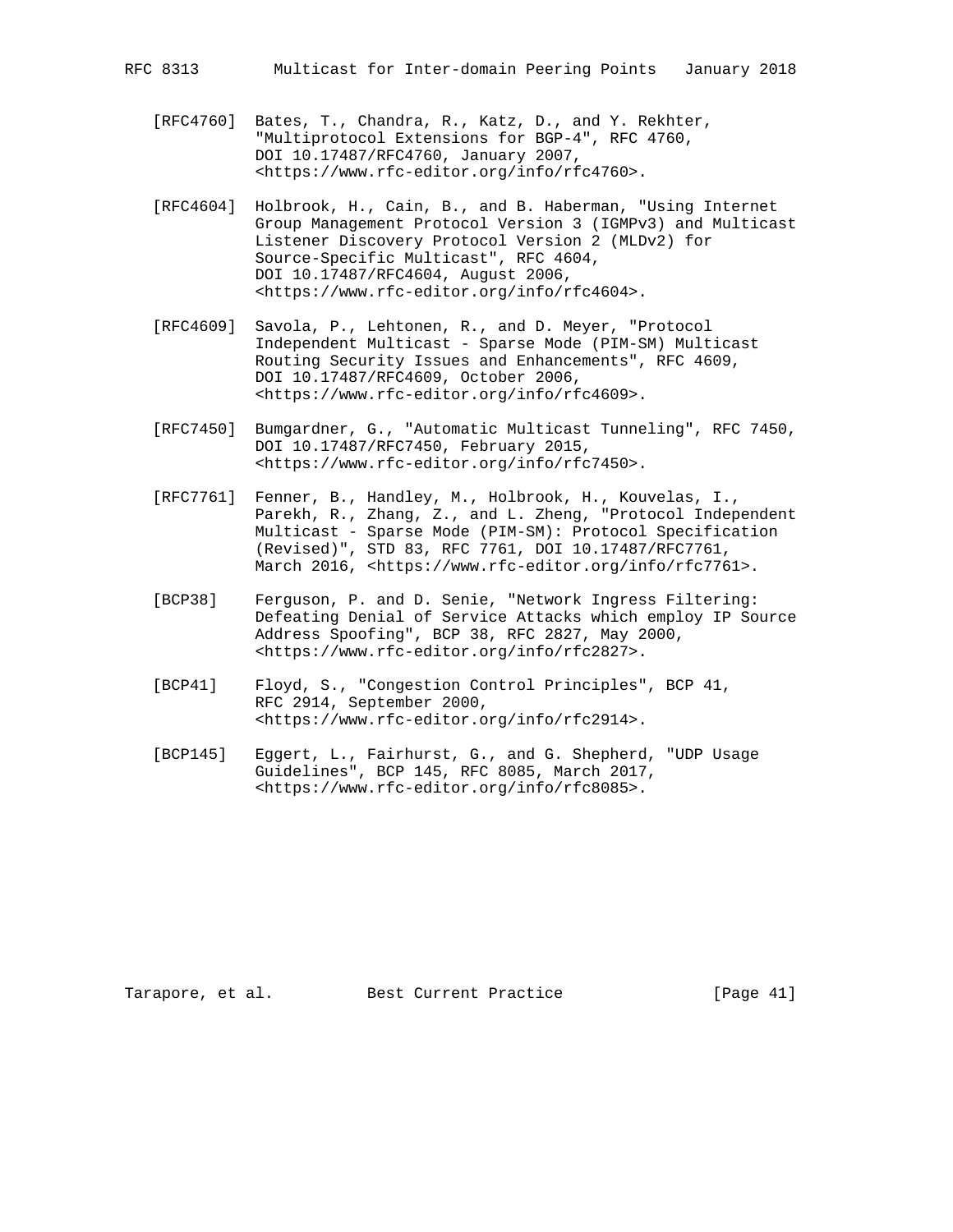[RFC4760] Bates, T., Chandra, R., Katz, D., and Y. Rekhter, "Multiprotocol Extensions for BGP-4", RFC 4760, DOI 10.17487/RFC4760, January 2007, <https://www.rfc-editor.org/info/rfc4760>.

[RFC4604] Holbrook, H., Cain, B., and B. Haberman, "Using Internet Group Management Protocol Version 3 (IGMPv3) and Multicast Listener Discovery Protocol Version 2 (MLDv2) for Source-Specific Multicast", RFC 4604, DOI 10.17487/RFC4604, August 2006, <https://www.rfc-editor.org/info/rfc4604>.

[RFC4609] Savola, P., Lehtonen, R., and D. Meyer, "Protocol Independent Multicast - Sparse Mode (PIM-SM) Multicast Routing Security Issues and Enhancements", RFC 4609, DOI 10.17487/RFC4609, October 2006, <https://www.rfc-editor.org/info/rfc4609>.

[RFC7450] Bumgardner, G., "Automatic Multicast Tunneling", RFC 7450, DOI 10.17487/RFC7450, February 2015, <https://www.rfc-editor.org/info/rfc7450>.

[RFC7761] Fenner, B., Handley, M., Holbrook, H., Kouvelas, I., Parekh, R., Zhang, Z., and L. Zheng, "Protocol Independent Multicast - Sparse Mode (PIM-SM): Protocol Specification (Revised)", STD 83, RFC 7761, DOI 10.17487/RFC7761, March 2016, <https://www.rfc-editor.org/info/rfc7761>.

[BCP38] Ferguson, P. and D. Senie, "Network Ingress Filtering: Defeating Denial of Service Attacks which employ IP Source Address Spoofing", BCP 38, RFC 2827, May 2000, <https://www.rfc-editor.org/info/rfc2827>.

[BCP41] Floyd, S., "Congestion Control Principles", BCP 41, RFC 2914, September 2000, <https://www.rfc-editor.org/info/rfc2914>.

[BCP145] Eggert, L., Fairhurst, G., and G. Shepherd, "UDP Usage Guidelines", BCP 145, RFC 8085, March 2017, <https://www.rfc-editor.org/info/rfc8085>.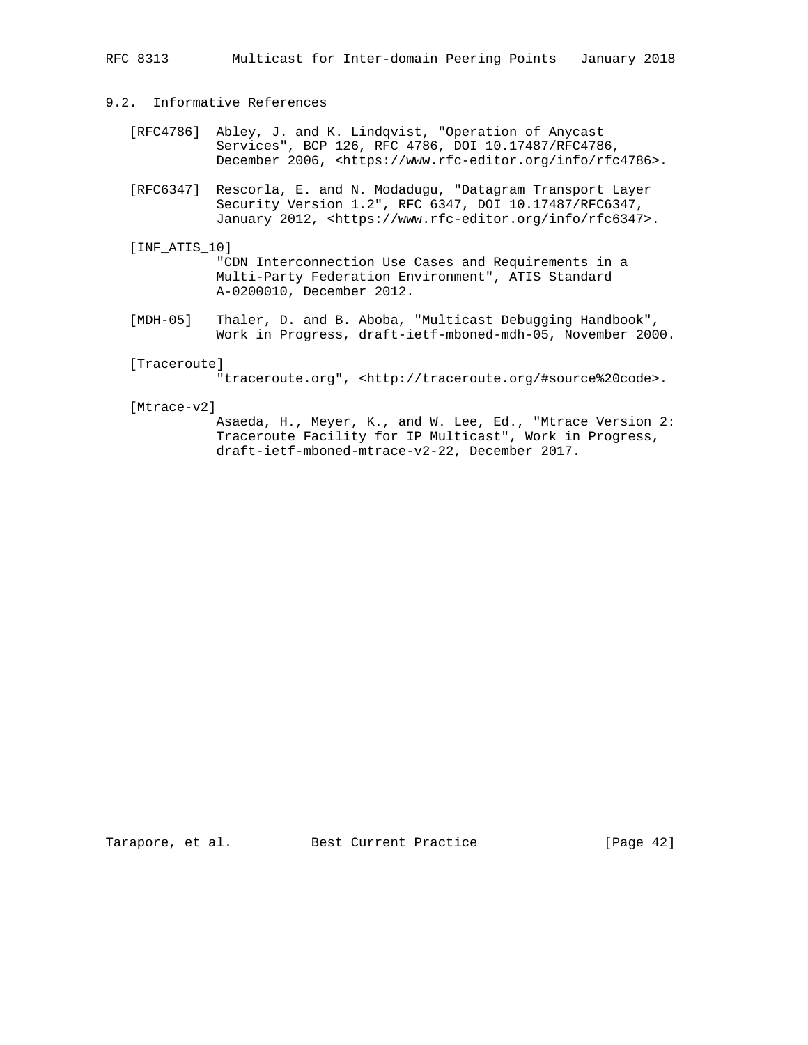## 9.2. Informative References

[RFC4786] Abley, J. and K. Lindqvist, "Operation of Anycast Services", BCP 126, RFC 4786, DOI 10.17487/RFC4786, December 2006, <https://www.rfc-editor.org/info/rfc4786>.

[RFC6347] Rescorla, E. and N. Modadugu, "Datagram Transport Layer Security Version 1.2", RFC 6347, DOI 10.17487/RFC6347, January 2012, <https://www.rfc-editor.org/info/rfc6347>.

[INF_ATIS_10] "CDN Interconnection Use Cases and Requirements in a Multi-Party Federation Environment", ATIS Standard A-0200010, December 2012.

[MDH-05] Thaler, D. and B. Aboba, "Multicast Debugging Handbook", Work in Progress, draft-ietf-mboned-mdh-05, November 2000.

[Traceroute] "traceroute.org", <http://traceroute.org/#source%20code>.

[Mtrace-v2] Asaeda, H., Meyer, K., and W. Lee, Ed., "Mtrace Version 2: Traceroute Facility for IP Multicast", Work in Progress, draft-ietf-mboned-mtrace-v2-22, December 2017.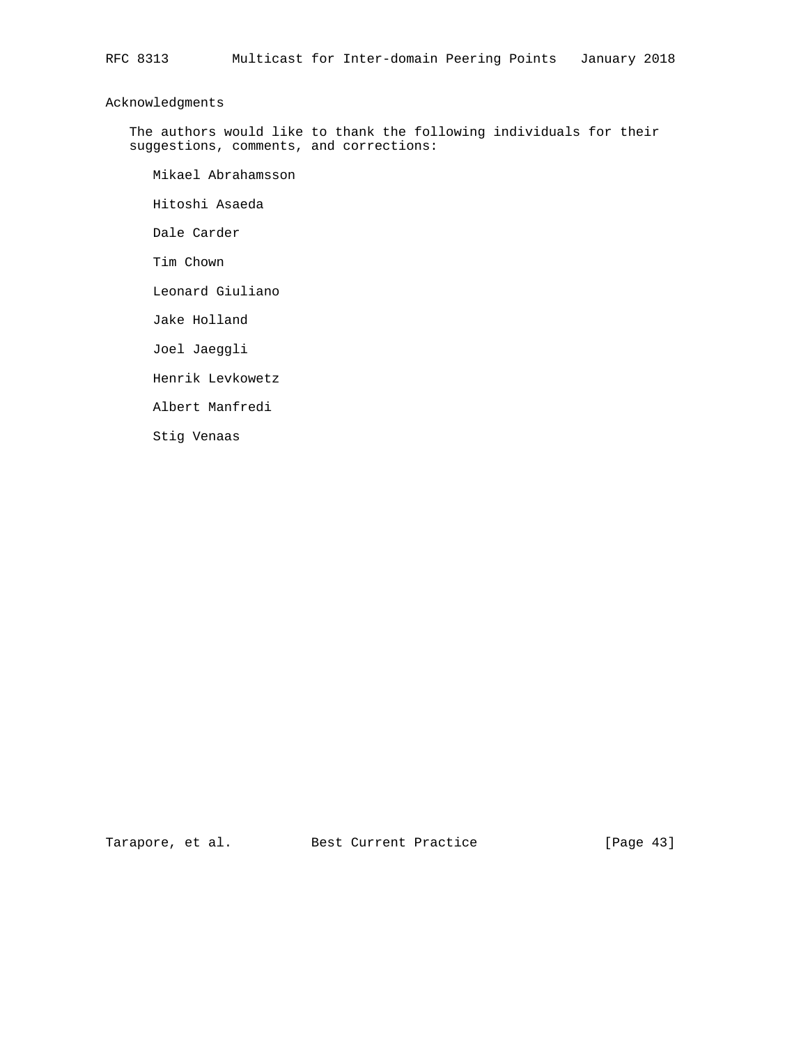## Acknowledgments

The authors would like to thank the following individuals for their suggestions, comments, and corrections:

Mikael Abrahamsson

Hitoshi Asaeda

Dale Carder

Tim Chown

Leonard Giuliano

Jake Holland

Joel Jaeggli

Henrik Levkowetz

Albert Manfredi

Stig Venaas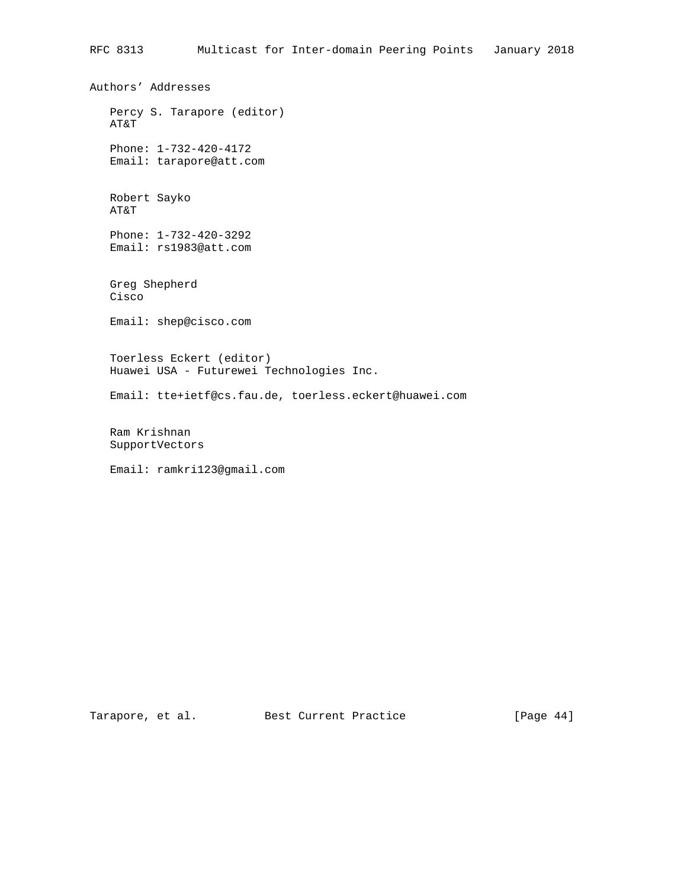## Authors' Addresses

Percy S. Tarapore (editor)
AT&T

Phone: 1-732-420-4172
Email: tarapore@att.com

Robert Sayko
AT&T

Phone: 1-732-420-3292
Email: rs1983@att.com

Greg Shepherd
Cisco

Email: shep@cisco.com

Toerless Eckert (editor)
Huawei USA - Futurewei Technologies Inc.

Email: tte+ietf@cs.fau.de, toerless.eckert@huawei.com

Ram Krishnan
SupportVectors

Email: ramkri123@gmail.com